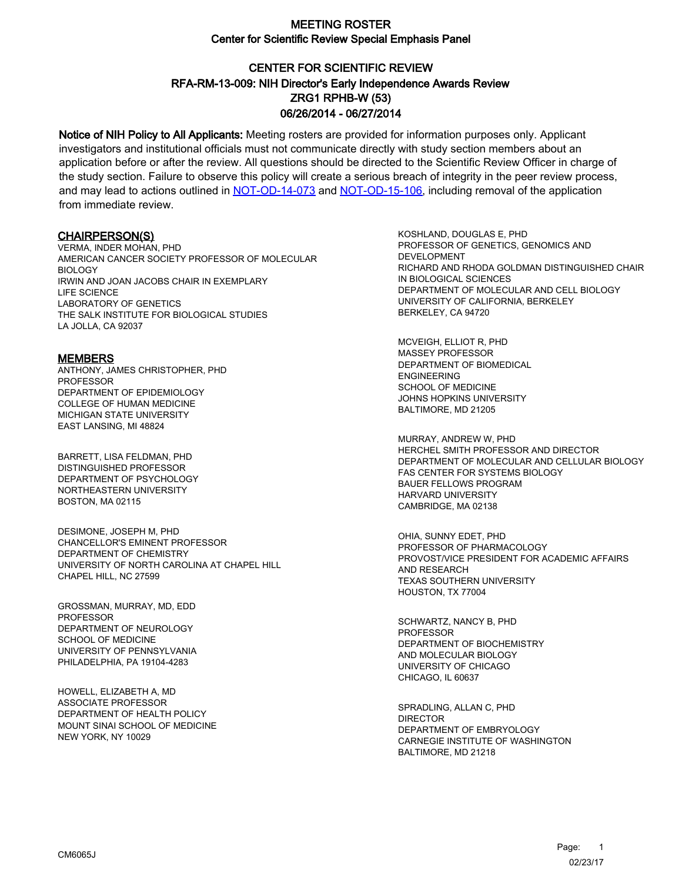# MEETING ROSTER

## Center for Scientific Review Special Emphasis Panel

## CENTER FOR SCIENTIFIC REVIEW
## RFA-RM-13-009: NIH Director's Early Independence Awards Review
## ZRG1 RPHB-W (53)
## 06/26/2014 - 06/27/2014

**Notice of NIH Policy to All Applicants:** Meeting rosters are provided for information purposes only. Applicant investigators and institutional officials must not communicate directly with study section members about an application before or after the review. All questions should be directed to the Scientific Review Officer in charge of the study section. Failure to observe this policy will create a serious breach of integrity in the peer review process, and may lead to actions outlined in NOT-OD-14-073 and NOT-OD-15-106, including removal of the application from immediate review.

### CHAIRPERSON(S)

VERMA, INDER MOHAN, PHD
AMERICAN CANCER SOCIETY PROFESSOR OF MOLECULAR BIOLOGY
IRWIN AND JOAN JACOBS CHAIR IN EXEMPLARY LIFE SCIENCE
LABORATORY OF GENETICS
THE SALK INSTITUTE FOR BIOLOGICAL STUDIES
LA JOLLA, CA 92037

### MEMBERS

ANTHONY, JAMES CHRISTOPHER, PHD
PROFESSOR
DEPARTMENT OF EPIDEMIOLOGY
COLLEGE OF HUMAN MEDICINE
MICHIGAN STATE UNIVERSITY
EAST LANSING, MI 48824

BARRETT, LISA FELDMAN, PHD
DISTINGUISHED PROFESSOR
DEPARTMENT OF PSYCHOLOGY
NORTHEASTERN UNIVERSITY
BOSTON, MA 02115

DESIMONE, JOSEPH M, PHD
CHANCELLOR'S EMINENT PROFESSOR
DEPARTMENT OF CHEMISTRY
UNIVERSITY OF NORTH CAROLINA AT CHAPEL HILL
CHAPEL HILL, NC 27599

GROSSMAN, MURRAY, MD, EDD
PROFESSOR
DEPARTMENT OF NEUROLOGY
SCHOOL OF MEDICINE
UNIVERSITY OF PENNSYLVANIA
PHILADELPHIA, PA 19104-4283

HOWELL, ELIZABETH A, MD
ASSOCIATE PROFESSOR
DEPARTMENT OF HEALTH POLICY
MOUNT SINAI SCHOOL OF MEDICINE
NEW YORK, NY 10029

KOSHLAND, DOUGLAS E, PHD
PROFESSOR OF GENETICS, GENOMICS AND DEVELOPMENT
RICHARD AND RHODA GOLDMAN DISTINGUISHED CHAIR IN BIOLOGICAL SCIENCES
DEPARTMENT OF MOLECULAR AND CELL BIOLOGY
UNIVERSITY OF CALIFORNIA, BERKELEY
BERKELEY, CA 94720

MCVEIGH, ELLIOT R, PHD
MASSEY PROFESSOR
DEPARTMENT OF BIOMEDICAL ENGINEERING
SCHOOL OF MEDICINE
JOHNS HOPKINS UNIVERSITY
BALTIMORE, MD 21205

MURRAY, ANDREW W, PHD
HERCHEL SMITH PROFESSOR AND DIRECTOR
DEPARTMENT OF MOLECULAR AND CELLULAR BIOLOGY
FAS CENTER FOR SYSTEMS BIOLOGY
BAUER FELLOWS PROGRAM
HARVARD UNIVERSITY
CAMBRIDGE, MA 02138

OHIA, SUNNY EDET, PHD
PROFESSOR OF PHARMACOLOGY
PROVOST/VICE PRESIDENT FOR ACADEMIC AFFAIRS AND RESEARCH
TEXAS SOUTHERN UNIVERSITY
HOUSTON, TX 77004

SCHWARTZ, NANCY B, PHD
PROFESSOR
DEPARTMENT OF BIOCHEMISTRY AND MOLECULAR BIOLOGY
UNIVERSITY OF CHICAGO
CHICAGO, IL 60637

SPRADLING, ALLAN C, PHD
DIRECTOR
DEPARTMENT OF EMBRYOLOGY
CARNEGIE INSTITUTE OF WASHINGTON
BALTIMORE, MD 21218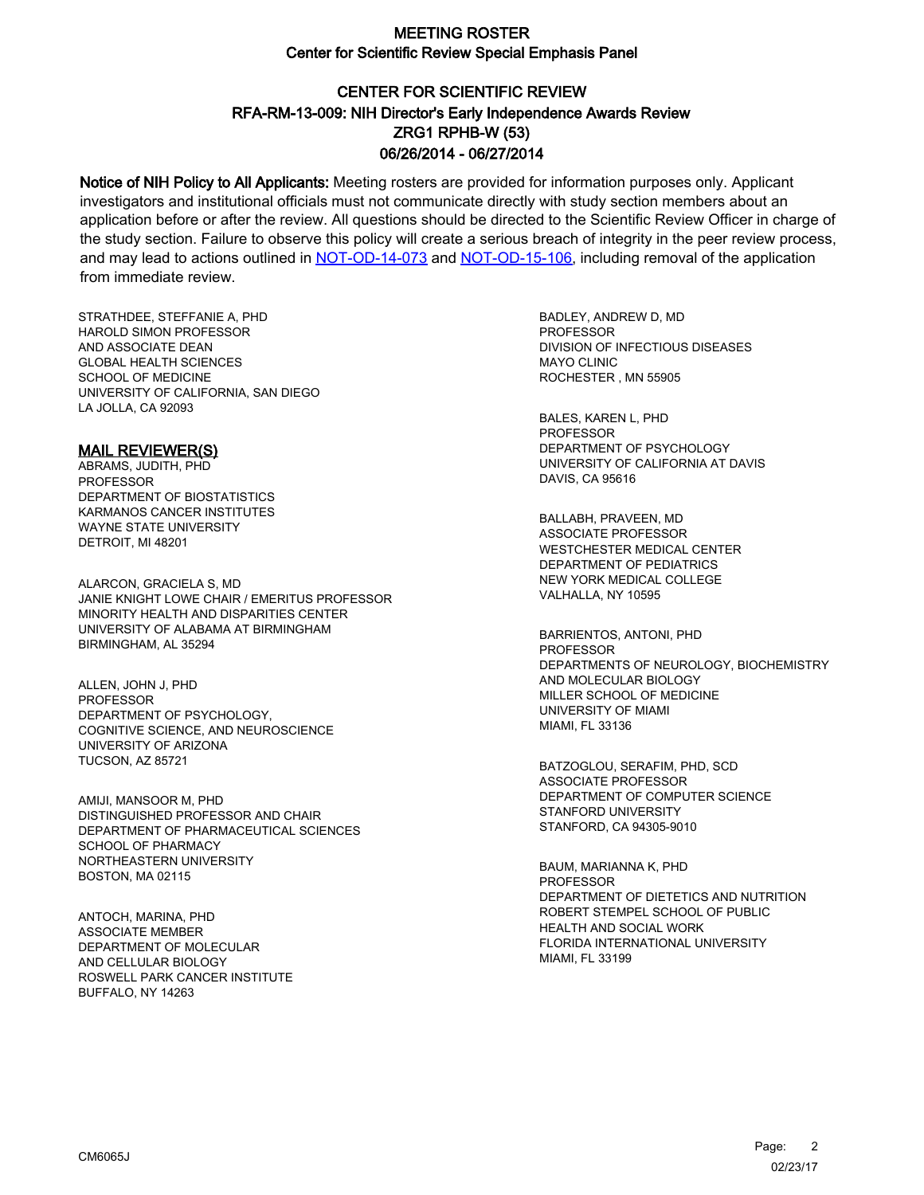# MEETING ROSTER
## Center for Scientific Review Special Emphasis Panel

## CENTER FOR SCIENTIFIC REVIEW
## RFA-RM-13-009: NIH Director's Early Independence Awards Review
## ZRG1 RPHB-W (53)
## 06/26/2014 - 06/27/2014

**Notice of NIH Policy to All Applicants:** Meeting rosters are provided for information purposes only. Applicant investigators and institutional officials must not communicate directly with study section members about an application before or after the review. All questions should be directed to the Scientific Review Officer in charge of the study section. Failure to observe this policy will create a serious breach of integrity in the peer review process, and may lead to actions outlined in NOT-OD-14-073 and NOT-OD-15-106, including removal of the application from immediate review.

STRATHDEE, STEFFANIE A, PHD
HAROLD SIMON PROFESSOR
AND ASSOCIATE DEAN
GLOBAL HEALTH SCIENCES
SCHOOL OF MEDICINE
UNIVERSITY OF CALIFORNIA, SAN DIEGO
LA JOLLA, CA 92093

### MAIL REVIEWER(S)

ABRAMS, JUDITH, PHD
PROFESSOR
DEPARTMENT OF BIOSTATISTICS
KARMANOS CANCER INSTITUTES
WAYNE STATE UNIVERSITY
DETROIT, MI 48201

ALARCON, GRACIELA S, MD
JANIE KNIGHT LOWE CHAIR / EMERITUS PROFESSOR
MINORITY HEALTH AND DISPARITIES CENTER
UNIVERSITY OF ALABAMA AT BIRMINGHAM
BIRMINGHAM, AL 35294

ALLEN, JOHN J, PHD
PROFESSOR
DEPARTMENT OF PSYCHOLOGY,
COGNITIVE SCIENCE, AND NEUROSCIENCE
UNIVERSITY OF ARIZONA
TUCSON, AZ 85721

AMIJI, MANSOOR M, PHD
DISTINGUISHED PROFESSOR AND CHAIR
DEPARTMENT OF PHARMACEUTICAL SCIENCES
SCHOOL OF PHARMACY
NORTHEASTERN UNIVERSITY
BOSTON, MA 02115

ANTOCH, MARINA, PHD
ASSOCIATE MEMBER
DEPARTMENT OF MOLECULAR
AND CELLULAR BIOLOGY
ROSWELL PARK CANCER INSTITUTE
BUFFALO, NY 14263

BADLEY, ANDREW D, MD
PROFESSOR
DIVISION OF INFECTIOUS DISEASES
MAYO CLINIC
ROCHESTER , MN 55905

BALES, KAREN L, PHD
PROFESSOR
DEPARTMENT OF PSYCHOLOGY
UNIVERSITY OF CALIFORNIA AT DAVIS
DAVIS, CA 95616

BALLABH, PRAVEEN, MD
ASSOCIATE PROFESSOR
WESTCHESTER MEDICAL CENTER
DEPARTMENT OF PEDIATRICS
NEW YORK MEDICAL COLLEGE
VALHALLA, NY 10595

BARRIENTOS, ANTONI, PHD
PROFESSOR
DEPARTMENTS OF NEUROLOGY, BIOCHEMISTRY
AND MOLECULAR BIOLOGY
MILLER SCHOOL OF MEDICINE
UNIVERSITY OF MIAMI
MIAMI, FL 33136

BATZOGLOU, SERAFIM, PHD, SCD
ASSOCIATE PROFESSOR
DEPARTMENT OF COMPUTER SCIENCE
STANFORD UNIVERSITY
STANFORD, CA 94305-9010

BAUM, MARIANNA K, PHD
PROFESSOR
DEPARTMENT OF DIETETICS AND NUTRITION
ROBERT STEMPEL SCHOOL OF PUBLIC
HEALTH AND SOCIAL WORK
FLORIDA INTERNATIONAL UNIVERSITY
MIAMI, FL 33199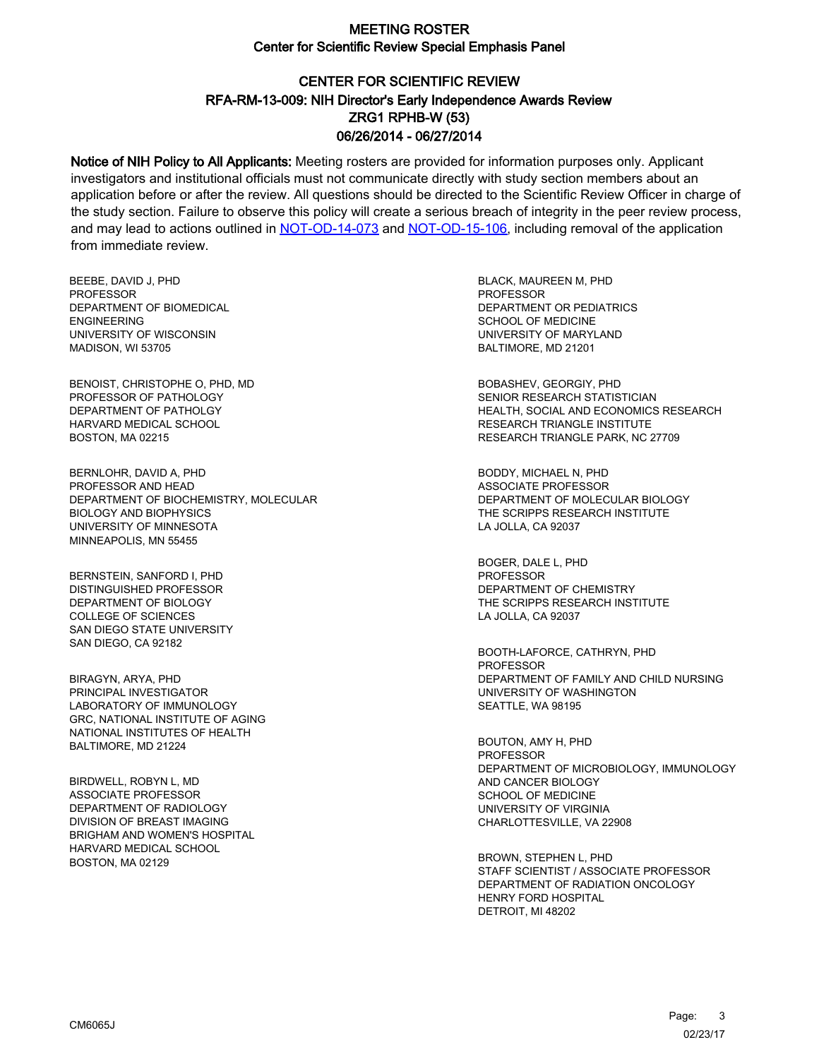# MEETING ROSTER

## Center for Scientific Review Special Emphasis Panel

## CENTER FOR SCIENTIFIC REVIEW
## RFA-RM-13-009: NIH Director's Early Independence Awards Review
## ZRG1 RPHB-W (53)
## 06/26/2014 - 06/27/2014

**Notice of NIH Policy to All Applicants:** Meeting rosters are provided for information purposes only. Applicant investigators and institutional officials must not communicate directly with study section members about an application before or after the review. All questions should be directed to the Scientific Review Officer in charge of the study section. Failure to observe this policy will create a serious breach of integrity in the peer review process, and may lead to actions outlined in NOT-OD-14-073 and NOT-OD-15-106, including removal of the application from immediate review.

BEEBE, DAVID J, PHD
PROFESSOR
DEPARTMENT OF BIOMEDICAL ENGINEERING
UNIVERSITY OF WISCONSIN
MADISON, WI 53705

BENOIST, CHRISTOPHE O, PHD, MD
PROFESSOR OF PATHOLOGY
DEPARTMENT OF PATHOLGY
HARVARD MEDICAL SCHOOL
BOSTON, MA 02215

BERNLOHR, DAVID A, PHD
PROFESSOR AND HEAD
DEPARTMENT OF BIOCHEMISTRY, MOLECULAR BIOLOGY AND BIOPHYSICS
UNIVERSITY OF MINNESOTA
MINNEAPOLIS, MN 55455

BERNSTEIN, SANFORD I, PHD
DISTINGUISHED PROFESSOR
DEPARTMENT OF BIOLOGY
COLLEGE OF SCIENCES
SAN DIEGO STATE UNIVERSITY
SAN DIEGO, CA 92182

BIRAGYN, ARYA, PHD
PRINCIPAL INVESTIGATOR
LABORATORY OF IMMUNOLOGY
GRC, NATIONAL INSTITUTE OF AGING
NATIONAL INSTITUTES OF HEALTH
BALTIMORE, MD 21224

BIRDWELL, ROBYN L, MD
ASSOCIATE PROFESSOR
DEPARTMENT OF RADIOLOGY
DIVISION OF BREAST IMAGING
BRIGHAM AND WOMEN'S HOSPITAL
HARVARD MEDICAL SCHOOL
BOSTON, MA 02129

BLACK, MAUREEN M, PHD
PROFESSOR
DEPARTMENT OR PEDIATRICS
SCHOOL OF MEDICINE
UNIVERSITY OF MARYLAND
BALTIMORE, MD 21201

BOBASHEV, GEORGIY, PHD
SENIOR RESEARCH STATISTICIAN
HEALTH, SOCIAL AND ECONOMICS RESEARCH
RESEARCH TRIANGLE INSTITUTE
RESEARCH TRIANGLE PARK, NC 27709

BODDY, MICHAEL N, PHD
ASSOCIATE PROFESSOR
DEPARTMENT OF MOLECULAR BIOLOGY
THE SCRIPPS RESEARCH INSTITUTE
LA JOLLA, CA 92037

BOGER, DALE L, PHD
PROFESSOR
DEPARTMENT OF CHEMISTRY
THE SCRIPPS RESEARCH INSTITUTE
LA JOLLA, CA 92037

BOOTH-LAFORCE, CATHRYN, PHD
PROFESSOR
DEPARTMENT OF FAMILY AND CHILD NURSING
UNIVERSITY OF WASHINGTON
SEATTLE, WA 98195

BOUTON, AMY H, PHD
PROFESSOR
DEPARTMENT OF MICROBIOLOGY, IMMUNOLOGY AND CANCER BIOLOGY
SCHOOL OF MEDICINE
UNIVERSITY OF VIRGINIA
CHARLOTTESVILLE, VA 22908

BROWN, STEPHEN L, PHD
STAFF SCIENTIST / ASSOCIATE PROFESSOR
DEPARTMENT OF RADIATION ONCOLOGY
HENRY FORD HOSPITAL
DETROIT, MI 48202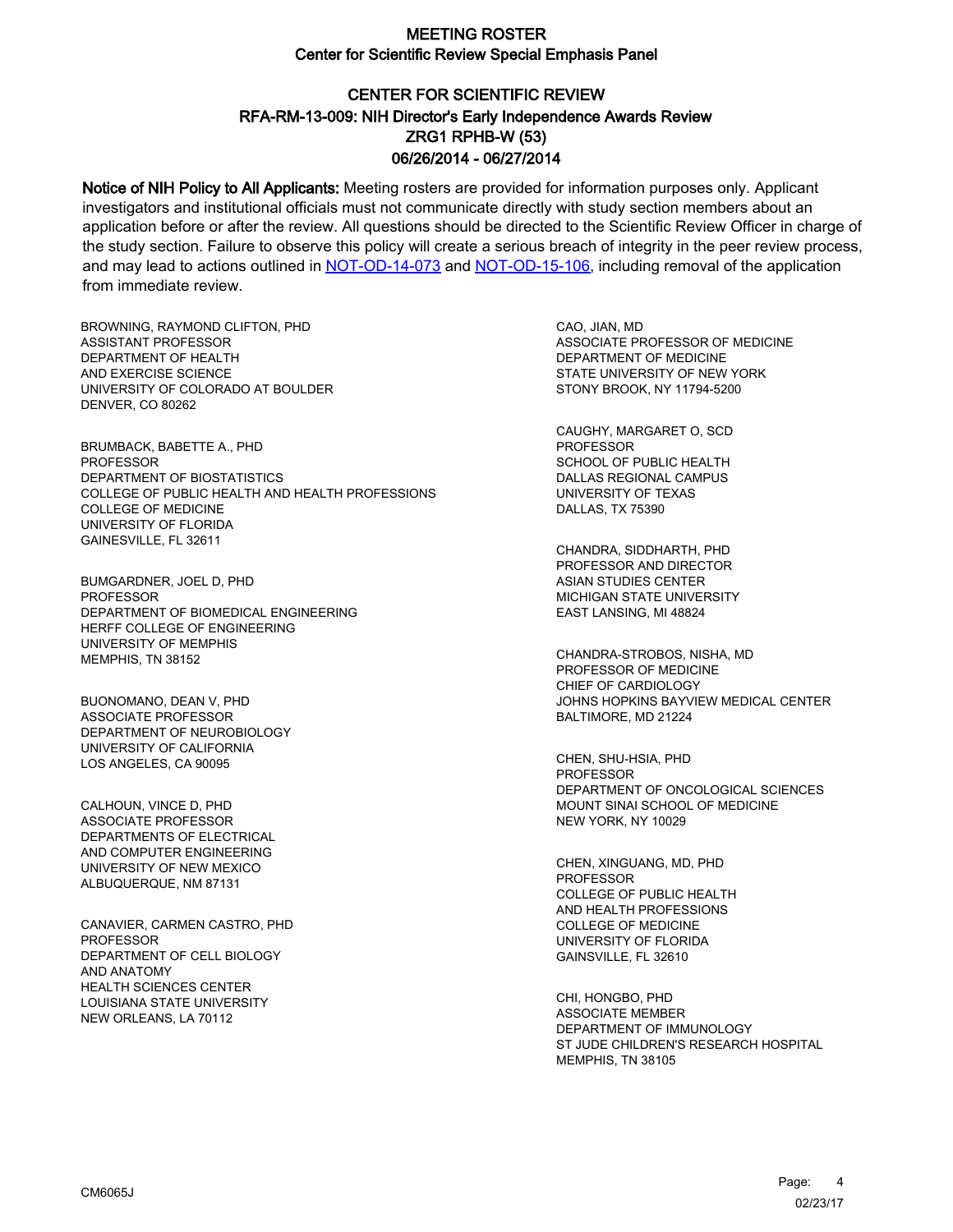# MEETING ROSTER
## Center for Scientific Review Special Emphasis Panel

## CENTER FOR SCIENTIFIC REVIEW
## RFA-RM-13-009: NIH Director's Early Independence Awards Review
## ZRG1 RPHB-W (53)
## 06/26/2014 - 06/27/2014

**Notice of NIH Policy to All Applicants:** Meeting rosters are provided for information purposes only. Applicant investigators and institutional officials must not communicate directly with study section members about an application before or after the review. All questions should be directed to the Scientific Review Officer in charge of the study section. Failure to observe this policy will create a serious breach of integrity in the peer review process, and may lead to actions outlined in NOT-OD-14-073 and NOT-OD-15-106, including removal of the application from immediate review.

BROWNING, RAYMOND CLIFTON, PHD
ASSISTANT PROFESSOR
DEPARTMENT OF HEALTH
AND EXERCISE SCIENCE
UNIVERSITY OF COLORADO AT BOULDER
DENVER, CO 80262

BRUMBACK, BABETTE A., PHD
PROFESSOR
DEPARTMENT OF BIOSTATISTICS
COLLEGE OF PUBLIC HEALTH AND HEALTH PROFESSIONS
COLLEGE OF MEDICINE
UNIVERSITY OF FLORIDA
GAINESVILLE, FL 32611

BUMGARDNER, JOEL D, PHD
PROFESSOR
DEPARTMENT OF BIOMEDICAL ENGINEERING
HERFF COLLEGE OF ENGINEERING
UNIVERSITY OF MEMPHIS
MEMPHIS, TN 38152

BUONOMANO, DEAN V, PHD
ASSOCIATE PROFESSOR
DEPARTMENT OF NEUROBIOLOGY
UNIVERSITY OF CALIFORNIA
LOS ANGELES, CA 90095

CALHOUN, VINCE D, PHD
ASSOCIATE PROFESSOR
DEPARTMENTS OF ELECTRICAL
AND COMPUTER ENGINEERING
UNIVERSITY OF NEW MEXICO
ALBUQUERQUE, NM 87131

CANAVIER, CARMEN CASTRO, PHD
PROFESSOR
DEPARTMENT OF CELL BIOLOGY
AND ANATOMY
HEALTH SCIENCES CENTER
LOUISIANA STATE UNIVERSITY
NEW ORLEANS, LA 70112

CAO, JIAN, MD
ASSOCIATE PROFESSOR OF MEDICINE
DEPARTMENT OF MEDICINE
STATE UNIVERSITY OF NEW YORK
STONY BROOK, NY 11794-5200

CAUGHY, MARGARET O, SCD
PROFESSOR
SCHOOL OF PUBLIC HEALTH
DALLAS REGIONAL CAMPUS
UNIVERSITY OF TEXAS
DALLAS, TX 75390

CHANDRA, SIDDHARTH, PHD
PROFESSOR AND DIRECTOR
ASIAN STUDIES CENTER
MICHIGAN STATE UNIVERSITY
EAST LANSING, MI 48824

CHANDRA-STROBOS, NISHA, MD
PROFESSOR OF MEDICINE
CHIEF OF CARDIOLOGY
JOHNS HOPKINS BAYVIEW MEDICAL CENTER
BALTIMORE, MD 21224

CHEN, SHU-HSIA, PHD
PROFESSOR
DEPARTMENT OF ONCOLOGICAL SCIENCES
MOUNT SINAI SCHOOL OF MEDICINE
NEW YORK, NY 10029

CHEN, XINGUANG, MD, PHD
PROFESSOR
COLLEGE OF PUBLIC HEALTH
AND HEALTH PROFESSIONS
COLLEGE OF MEDICINE
UNIVERSITY OF FLORIDA
GAINSVILLE, FL 32610

CHI, HONGBO, PHD
ASSOCIATE MEMBER
DEPARTMENT OF IMMUNOLOGY
ST JUDE CHILDREN'S RESEARCH HOSPITAL
MEMPHIS, TN 38105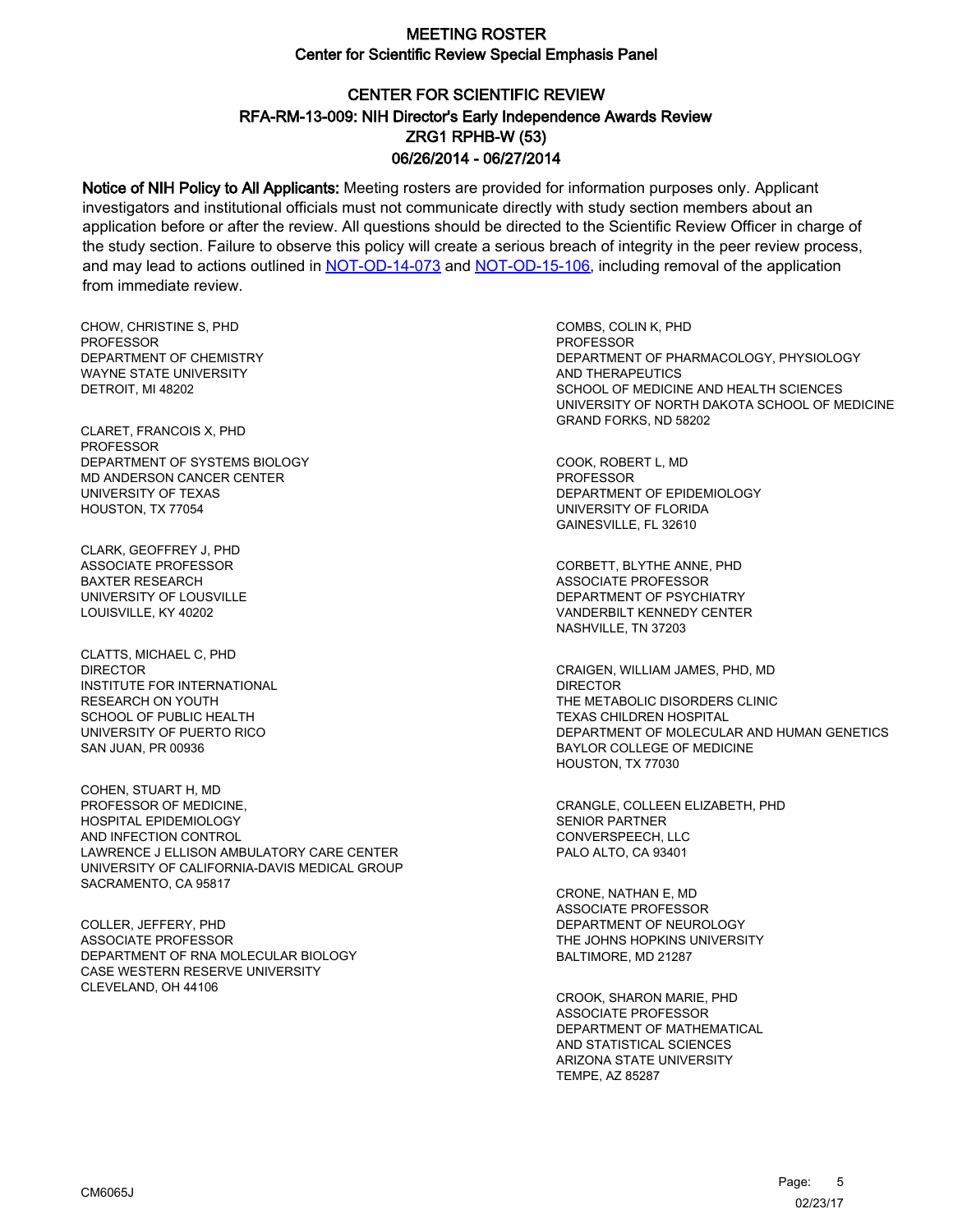# MEETING ROSTER
## Center for Scientific Review Special Emphasis Panel

## CENTER FOR SCIENTIFIC REVIEW
## RFA-RM-13-009: NIH Director's Early Independence Awards Review
## ZRG1 RPHB-W (53)
## 06/26/2014 - 06/27/2014

**Notice of NIH Policy to All Applicants:** Meeting rosters are provided for information purposes only. Applicant investigators and institutional officials must not communicate directly with study section members about an application before or after the review. All questions should be directed to the Scientific Review Officer in charge of the study section. Failure to observe this policy will create a serious breach of integrity in the peer review process, and may lead to actions outlined in NOT-OD-14-073 and NOT-OD-15-106, including removal of the application from immediate review.

CHOW, CHRISTINE S, PHD
PROFESSOR
DEPARTMENT OF CHEMISTRY
WAYNE STATE UNIVERSITY
DETROIT, MI 48202

CLARET, FRANCOIS X, PHD
PROFESSOR
DEPARTMENT OF SYSTEMS BIOLOGY
MD ANDERSON CANCER CENTER
UNIVERSITY OF TEXAS
HOUSTON, TX 77054

CLARK, GEOFFREY J, PHD
ASSOCIATE PROFESSOR
BAXTER RESEARCH
UNIVERSITY OF LOUSVILLE
LOUISVILLE, KY 40202

CLATTS, MICHAEL C, PHD
DIRECTOR
INSTITUTE FOR INTERNATIONAL
RESEARCH ON YOUTH
SCHOOL OF PUBLIC HEALTH
UNIVERSITY OF PUERTO RICO
SAN JUAN, PR 00936

COHEN, STUART H, MD
PROFESSOR OF MEDICINE,
HOSPITAL EPIDEMIOLOGY
AND INFECTION CONTROL
LAWRENCE J ELLISON AMBULATORY CARE CENTER
UNIVERSITY OF CALIFORNIA-DAVIS MEDICAL GROUP
SACRAMENTO, CA 95817

COLLER, JEFFERY, PHD
ASSOCIATE PROFESSOR
DEPARTMENT OF RNA MOLECULAR BIOLOGY
CASE WESTERN RESERVE UNIVERSITY
CLEVELAND, OH 44106

COMBS, COLIN K, PHD
PROFESSOR
DEPARTMENT OF PHARMACOLOGY, PHYSIOLOGY
AND THERAPEUTICS
SCHOOL OF MEDICINE AND HEALTH SCIENCES
UNIVERSITY OF NORTH DAKOTA SCHOOL OF MEDICINE
GRAND FORKS, ND 58202

COOK, ROBERT L, MD
PROFESSOR
DEPARTMENT OF EPIDEMIOLOGY
UNIVERSITY OF FLORIDA
GAINESVILLE, FL 32610

CORBETT, BLYTHE ANNE, PHD
ASSOCIATE PROFESSOR
DEPARTMENT OF PSYCHIATRY
VANDERBILT KENNEDY CENTER
NASHVILLE, TN 37203

CRAIGEN, WILLIAM JAMES, PHD, MD
DIRECTOR
THE METABOLIC DISORDERS CLINIC
TEXAS CHILDREN HOSPITAL
DEPARTMENT OF MOLECULAR AND HUMAN GENETICS
BAYLOR COLLEGE OF MEDICINE
HOUSTON, TX 77030

CRANGLE, COLLEEN ELIZABETH, PHD
SENIOR PARTNER
CONVERSPEECH, LLC
PALO ALTO, CA 93401

CRONE, NATHAN E, MD
ASSOCIATE PROFESSOR
DEPARTMENT OF NEUROLOGY
THE JOHNS HOPKINS UNIVERSITY
BALTIMORE, MD 21287

CROOK, SHARON MARIE, PHD
ASSOCIATE PROFESSOR
DEPARTMENT OF MATHEMATICAL
AND STATISTICAL SCIENCES
ARIZONA STATE UNIVERSITY
TEMPE, AZ 85287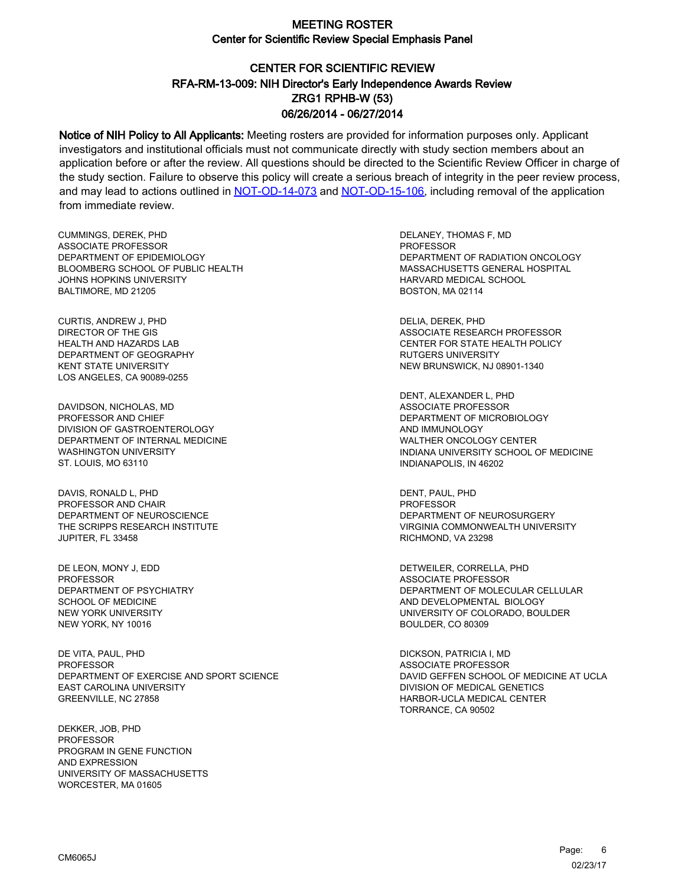# MEETING ROSTER
## Center for Scientific Review Special Emphasis Panel

## CENTER FOR SCIENTIFIC REVIEW
## RFA-RM-13-009: NIH Director's Early Independence Awards Review
## ZRG1 RPHB-W (53)
## 06/26/2014 - 06/27/2014

**Notice of NIH Policy to All Applicants:** Meeting rosters are provided for information purposes only. Applicant investigators and institutional officials must not communicate directly with study section members about an application before or after the review. All questions should be directed to the Scientific Review Officer in charge of the study section. Failure to observe this policy will create a serious breach of integrity in the peer review process, and may lead to actions outlined in [NOT-OD-14-073] and [NOT-OD-15-106], including removal of the application from immediate review.

CUMMINGS, DEREK, PHD
ASSOCIATE PROFESSOR
DEPARTMENT OF EPIDEMIOLOGY
BLOOMBERG SCHOOL OF PUBLIC HEALTH
JOHNS HOPKINS UNIVERSITY
BALTIMORE, MD 21205

CURTIS, ANDREW J, PHD
DIRECTOR OF THE GIS
HEALTH AND HAZARDS LAB
DEPARTMENT OF GEOGRAPHY
KENT STATE UNIVERSITY
LOS ANGELES, CA 90089-0255

DAVIDSON, NICHOLAS, MD
PROFESSOR AND CHIEF
DIVISION OF GASTROENTEROLOGY
DEPARTMENT OF INTERNAL MEDICINE
WASHINGTON UNIVERSITY
ST. LOUIS, MO 63110

DAVIS, RONALD L, PHD
PROFESSOR AND CHAIR
DEPARTMENT OF NEUROSCIENCE
THE SCRIPPS RESEARCH INSTITUTE
JUPITER, FL 33458

DE LEON, MONY J, EDD
PROFESSOR
DEPARTMENT OF PSYCHIATRY
SCHOOL OF MEDICINE
NEW YORK UNIVERSITY
NEW YORK, NY 10016

DE VITA, PAUL, PHD
PROFESSOR
DEPARTMENT OF EXERCISE AND SPORT SCIENCE
EAST CAROLINA UNIVERSITY
GREENVILLE, NC 27858

DEKKER, JOB, PHD
PROFESSOR
PROGRAM IN GENE FUNCTION
AND EXPRESSION
UNIVERSITY OF MASSACHUSETTS
WORCESTER, MA 01605

DELANEY, THOMAS F, MD
PROFESSOR
DEPARTMENT OF RADIATION ONCOLOGY
MASSACHUSETTS GENERAL HOSPITAL
HARVARD MEDICAL SCHOOL
BOSTON, MA 02114

DELIA, DEREK, PHD
ASSOCIATE RESEARCH PROFESSOR
CENTER FOR STATE HEALTH POLICY
RUTGERS UNIVERSITY
NEW BRUNSWICK, NJ 08901-1340

DENT, ALEXANDER L, PHD
ASSOCIATE PROFESSOR
DEPARTMENT OF MICROBIOLOGY
AND IMMUNOLOGY
WALTHER ONCOLOGY CENTER
INDIANA UNIVERSITY SCHOOL OF MEDICINE
INDIANAPOLIS, IN 46202

DENT, PAUL, PHD
PROFESSOR
DEPARTMENT OF NEUROSURGERY
VIRGINIA COMMONWEALTH UNIVERSITY
RICHMOND, VA 23298

DETWEILER, CORRELLA, PHD
ASSOCIATE PROFESSOR
DEPARTMENT OF MOLECULAR CELLULAR
AND DEVELOPMENTAL BIOLOGY
UNIVERSITY OF COLORADO, BOULDER
BOULDER, CO 80309

DICKSON, PATRICIA I, MD
ASSOCIATE PROFESSOR
DAVID GEFFEN SCHOOL OF MEDICINE AT UCLA
DIVISION OF MEDICAL GENETICS
HARBOR-UCLA MEDICAL CENTER
TORRANCE, CA 90502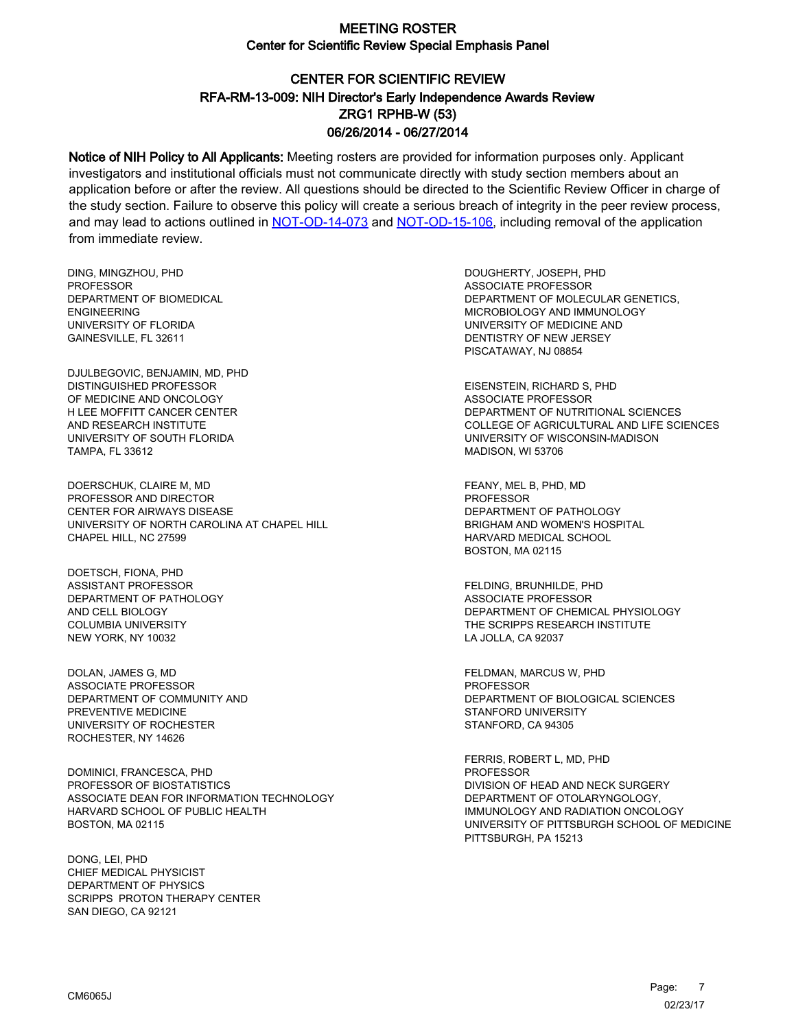# MEETING ROSTER

## Center for Scientific Review Special Emphasis Panel

## CENTER FOR SCIENTIFIC REVIEW
## RFA-RM-13-009: NIH Director's Early Independence Awards Review
## ZRG1 RPHB-W (53)
## 06/26/2014 - 06/27/2014

**Notice of NIH Policy to All Applicants:** Meeting rosters are provided for information purposes only. Applicant investigators and institutional officials must not communicate directly with study section members about an application before or after the review. All questions should be directed to the Scientific Review Officer in charge of the study section. Failure to observe this policy will create a serious breach of integrity in the peer review process, and may lead to actions outlined in NOT-OD-14-073 and NOT-OD-15-106, including removal of the application from immediate review.

DING, MINGZHOU, PHD
PROFESSOR
DEPARTMENT OF BIOMEDICAL
ENGINEERING
UNIVERSITY OF FLORIDA
GAINESVILLE, FL 32611

DJULBEGOVIC, BENJAMIN, MD, PHD
DISTINGUISHED PROFESSOR
OF MEDICINE AND ONCOLOGY
H LEE MOFFITT CANCER CENTER
AND RESEARCH INSTITUTE
UNIVERSITY OF SOUTH FLORIDA
TAMPA, FL 33612

DOERSCHUK, CLAIRE M, MD
PROFESSOR AND DIRECTOR
CENTER FOR AIRWAYS DISEASE
UNIVERSITY OF NORTH CAROLINA AT CHAPEL HILL
CHAPEL HILL, NC 27599

DOETSCH, FIONA, PHD
ASSISTANT PROFESSOR
DEPARTMENT OF PATHOLOGY
AND CELL BIOLOGY
COLUMBIA UNIVERSITY
NEW YORK, NY 10032

DOLAN, JAMES G, MD
ASSOCIATE PROFESSOR
DEPARTMENT OF COMMUNITY AND
PREVENTIVE MEDICINE
UNIVERSITY OF ROCHESTER
ROCHESTER, NY 14626

DOMINICI, FRANCESCA, PHD
PROFESSOR OF BIOSTATISTICS
ASSOCIATE DEAN FOR INFORMATION TECHNOLOGY
HARVARD SCHOOL OF PUBLIC HEALTH
BOSTON, MA 02115

DONG, LEI, PHD
CHIEF MEDICAL PHYSICIST
DEPARTMENT OF PHYSICS
SCRIPPS PROTON THERAPY CENTER
SAN DIEGO, CA 92121

DOUGHERTY, JOSEPH, PHD
ASSOCIATE PROFESSOR
DEPARTMENT OF MOLECULAR GENETICS,
MICROBIOLOGY AND IMMUNOLOGY
UNIVERSITY OF MEDICINE AND
DENTISTRY OF NEW JERSEY
PISCATAWAY, NJ 08854

EISENSTEIN, RICHARD S, PHD
ASSOCIATE PROFESSOR
DEPARTMENT OF NUTRITIONAL SCIENCES
COLLEGE OF AGRICULTURAL AND LIFE SCIENCES
UNIVERSITY OF WISCONSIN-MADISON
MADISON, WI 53706

FEANY, MEL B, PHD, MD
PROFESSOR
DEPARTMENT OF PATHOLOGY
BRIGHAM AND WOMEN'S HOSPITAL
HARVARD MEDICAL SCHOOL
BOSTON, MA 02115

FELDING, BRUNHILDE, PHD
ASSOCIATE PROFESSOR
DEPARTMENT OF CHEMICAL PHYSIOLOGY
THE SCRIPPS RESEARCH INSTITUTE
LA JOLLA, CA 92037

FELDMAN, MARCUS W, PHD
PROFESSOR
DEPARTMENT OF BIOLOGICAL SCIENCES
STANFORD UNIVERSITY
STANFORD, CA 94305

FERRIS, ROBERT L, MD, PHD
PROFESSOR
DIVISION OF HEAD AND NECK SURGERY
DEPARTMENT OF OTOLARYNGOLOGY,
IMMUNOLOGY AND RADIATION ONCOLOGY
UNIVERSITY OF PITTSBURGH SCHOOL OF MEDICINE
PITTSBURGH, PA 15213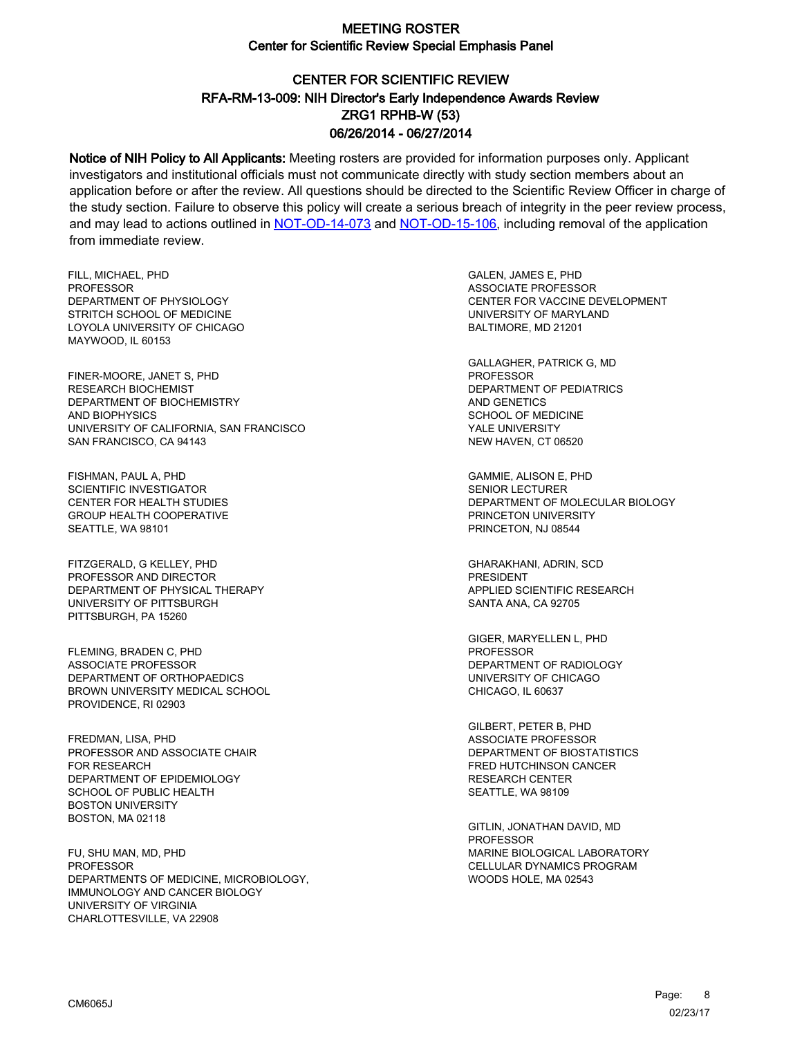# MEETING ROSTER

## Center for Scientific Review Special Emphasis Panel

### CENTER FOR SCIENTIFIC REVIEW
### RFA-RM-13-009: NIH Director's Early Independence Awards Review
### ZRG1 RPHB-W (53)
### 06/26/2014 - 06/27/2014

**Notice of NIH Policy to All Applicants:** Meeting rosters are provided for information purposes only. Applicant investigators and institutional officials must not communicate directly with study section members about an application before or after the review. All questions should be directed to the Scientific Review Officer in charge of the study section. Failure to observe this policy will create a serious breach of integrity in the peer review process, and may lead to actions outlined in NOT-OD-14-073 and NOT-OD-15-106, including removal of the application from immediate review.

FILL, MICHAEL, PHD
PROFESSOR
DEPARTMENT OF PHYSIOLOGY
STRITCH SCHOOL OF MEDICINE
LOYOLA UNIVERSITY OF CHICAGO
MAYWOOD, IL 60153

FINER-MOORE, JANET S, PHD
RESEARCH BIOCHEMIST
DEPARTMENT OF BIOCHEMISTRY
AND BIOPHYSICS
UNIVERSITY OF CALIFORNIA, SAN FRANCISCO
SAN FRANCISCO, CA 94143

FISHMAN, PAUL A, PHD
SCIENTIFIC INVESTIGATOR
CENTER FOR HEALTH STUDIES
GROUP HEALTH COOPERATIVE
SEATTLE, WA 98101

FITZGERALD, G KELLEY, PHD
PROFESSOR AND DIRECTOR
DEPARTMENT OF PHYSICAL THERAPY
UNIVERSITY OF PITTSBURGH
PITTSBURGH, PA 15260

FLEMING, BRADEN C, PHD
ASSOCIATE PROFESSOR
DEPARTMENT OF ORTHOPAEDICS
BROWN UNIVERSITY MEDICAL SCHOOL
PROVIDENCE, RI 02903

FREDMAN, LISA, PHD
PROFESSOR AND ASSOCIATE CHAIR
FOR RESEARCH
DEPARTMENT OF EPIDEMIOLOGY
SCHOOL OF PUBLIC HEALTH
BOSTON UNIVERSITY
BOSTON, MA 02118

FU, SHU MAN, MD, PHD
PROFESSOR
DEPARTMENTS OF MEDICINE, MICROBIOLOGY,
IMMUNOLOGY AND CANCER BIOLOGY
UNIVERSITY OF VIRGINIA
CHARLOTTESVILLE, VA 22908

GALEN, JAMES E, PHD
ASSOCIATE PROFESSOR
CENTER FOR VACCINE DEVELOPMENT
UNIVERSITY OF MARYLAND
BALTIMORE, MD 21201

GALLAGHER, PATRICK G, MD
PROFESSOR
DEPARTMENT OF PEDIATRICS
AND GENETICS
SCHOOL OF MEDICINE
YALE UNIVERSITY
NEW HAVEN, CT 06520

GAMMIE, ALISON E, PHD
SENIOR LECTURER
DEPARTMENT OF MOLECULAR BIOLOGY
PRINCETON UNIVERSITY
PRINCETON, NJ 08544

GHARAKHANI, ADRIN, SCD
PRESIDENT
APPLIED SCIENTIFIC RESEARCH
SANTA ANA, CA 92705

GIGER, MARYELLEN L, PHD
PROFESSOR
DEPARTMENT OF RADIOLOGY
UNIVERSITY OF CHICAGO
CHICAGO, IL 60637

GILBERT, PETER B, PHD
ASSOCIATE PROFESSOR
DEPARTMENT OF BIOSTATISTICS
FRED HUTCHINSON CANCER
RESEARCH CENTER
SEATTLE, WA 98109

GITLIN, JONATHAN DAVID, MD
PROFESSOR
MARINE BIOLOGICAL LABORATORY
CELLULAR DYNAMICS PROGRAM
WOODS HOLE, MA 02543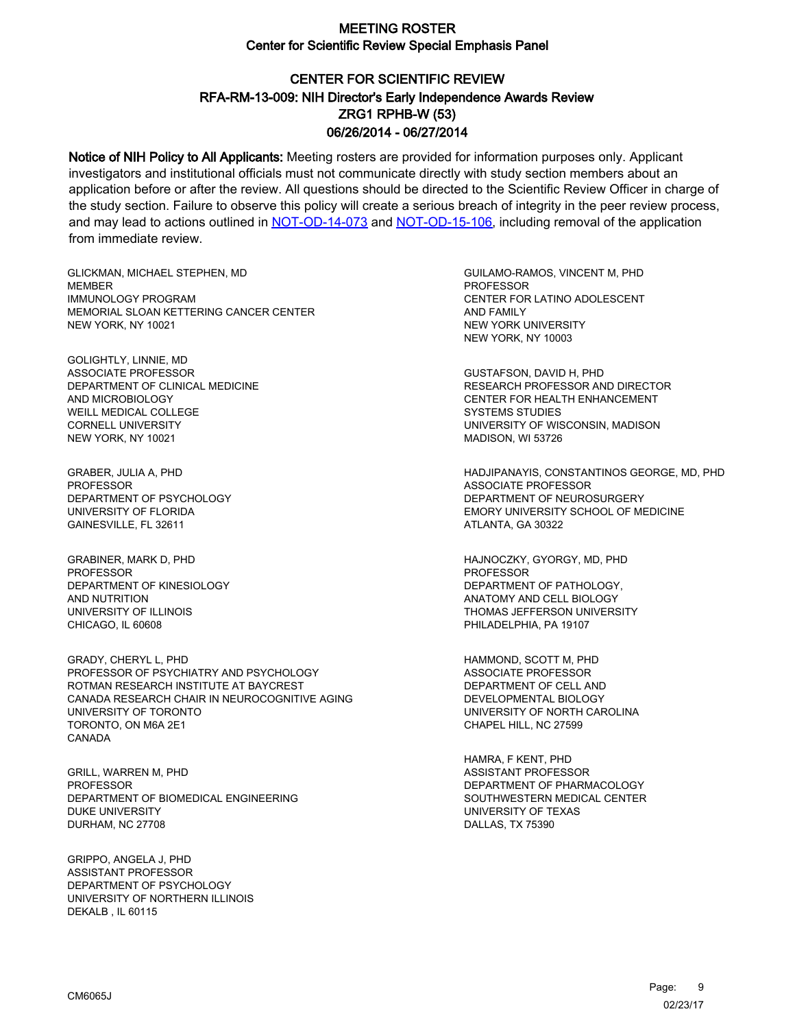# MEETING ROSTER

## Center for Scientific Review Special Emphasis Panel

## CENTER FOR SCIENTIFIC REVIEW

### RFA-RM-13-009: NIH Director's Early Independence Awards Review

### ZRG1 RPHB-W (53)

### 06/26/2014 - 06/27/2014

**Notice of NIH Policy to All Applicants:** Meeting rosters are provided for information purposes only. Applicant investigators and institutional officials must not communicate directly with study section members about an application before or after the review. All questions should be directed to the Scientific Review Officer in charge of the study section. Failure to observe this policy will create a serious breach of integrity in the peer review process, and may lead to actions outlined in NOT-OD-14-073 and NOT-OD-15-106, including removal of the application from immediate review.

GLICKMAN, MICHAEL STEPHEN, MD
MEMBER
IMMUNOLOGY PROGRAM
MEMORIAL SLOAN KETTERING CANCER CENTER
NEW YORK, NY 10021

GOLIGHTLY, LINNIE, MD
ASSOCIATE PROFESSOR
DEPARTMENT OF CLINICAL MEDICINE
AND MICROBIOLOGY
WEILL MEDICAL COLLEGE
CORNELL UNIVERSITY
NEW YORK, NY 10021

GRABER, JULIA A, PHD
PROFESSOR
DEPARTMENT OF PSYCHOLOGY
UNIVERSITY OF FLORIDA
GAINESVILLE, FL 32611

GRABINER, MARK D, PHD
PROFESSOR
DEPARTMENT OF KINESIOLOGY
AND NUTRITION
UNIVERSITY OF ILLINOIS
CHICAGO, IL 60608

GRADY, CHERYL L, PHD
PROFESSOR OF PSYCHIATRY AND PSYCHOLOGY
ROTMAN RESEARCH INSTITUTE AT BAYCREST
CANADA RESEARCH CHAIR IN NEUROCOGNITIVE AGING
UNIVERSITY OF TORONTO
TORONTO, ON M6A 2E1
CANADA

GRILL, WARREN M, PHD
PROFESSOR
DEPARTMENT OF BIOMEDICAL ENGINEERING
DUKE UNIVERSITY
DURHAM, NC 27708

GRIPPO, ANGELA J, PHD
ASSISTANT PROFESSOR
DEPARTMENT OF PSYCHOLOGY
UNIVERSITY OF NORTHERN ILLINOIS
DEKALB , IL 60115

GUILAMO-RAMOS, VINCENT M, PHD
PROFESSOR
CENTER FOR LATINO ADOLESCENT
AND FAMILY
NEW YORK UNIVERSITY
NEW YORK, NY 10003

GUSTAFSON, DAVID H, PHD
RESEARCH PROFESSOR AND DIRECTOR
CENTER FOR HEALTH ENHANCEMENT
SYSTEMS STUDIES
UNIVERSITY OF WISCONSIN, MADISON
MADISON, WI 53726

HADJIPANAYIS, CONSTANTINOS GEORGE, MD, PHD
ASSOCIATE PROFESSOR
DEPARTMENT OF NEUROSURGERY
EMORY UNIVERSITY SCHOOL OF MEDICINE
ATLANTA, GA 30322

HAJNOCZKY, GYORGY, MD, PHD
PROFESSOR
DEPARTMENT OF PATHOLOGY,
ANATOMY AND CELL BIOLOGY
THOMAS JEFFERSON UNIVERSITY
PHILADELPHIA, PA 19107

HAMMOND, SCOTT M, PHD
ASSOCIATE PROFESSOR
DEPARTMENT OF CELL AND
DEVELOPMENTAL BIOLOGY
UNIVERSITY OF NORTH CAROLINA
CHAPEL HILL, NC 27599

HAMRA, F KENT, PHD
ASSISTANT PROFESSOR
DEPARTMENT OF PHARMACOLOGY
SOUTHWESTERN MEDICAL CENTER
UNIVERSITY OF TEXAS
DALLAS, TX 75390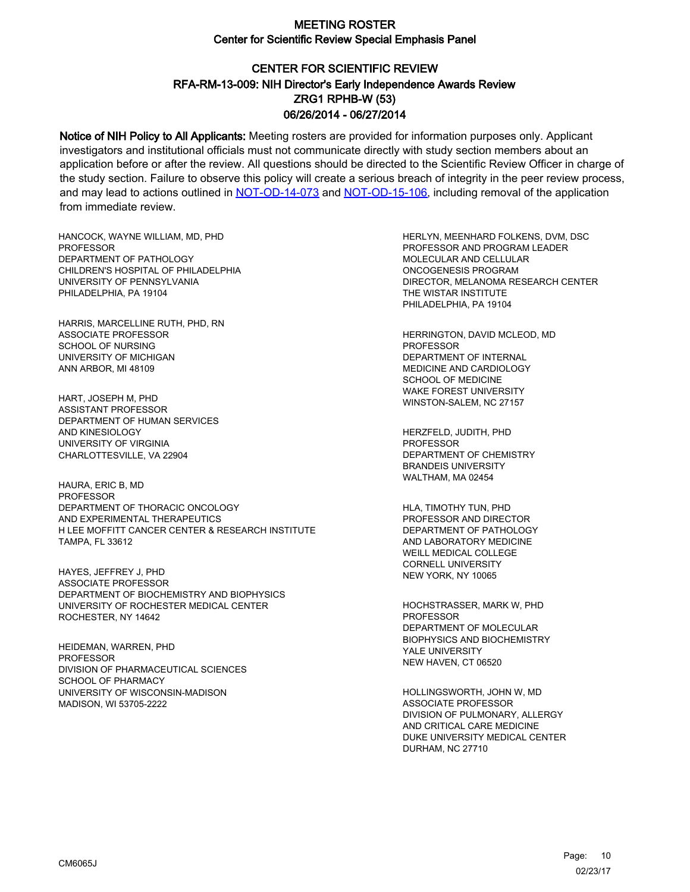# MEETING ROSTER

## Center for Scientific Review Special Emphasis Panel

### CENTER FOR SCIENTIFIC REVIEW
### RFA-RM-13-009: NIH Director's Early Independence Awards Review
### ZRG1 RPHB-W (53)
### 06/26/2014 - 06/27/2014

**Notice of NIH Policy to All Applicants:** Meeting rosters are provided for information purposes only. Applicant investigators and institutional officials must not communicate directly with study section members about an application before or after the review. All questions should be directed to the Scientific Review Officer in charge of the study section. Failure to observe this policy will create a serious breach of integrity in the peer review process, and may lead to actions outlined in NOT-OD-14-073 and NOT-OD-15-106, including removal of the application from immediate review.

HANCOCK, WAYNE WILLIAM, MD, PHD
PROFESSOR
DEPARTMENT OF PATHOLOGY
CHILDREN'S HOSPITAL OF PHILADELPHIA
UNIVERSITY OF PENNSYLVANIA
PHILADELPHIA, PA 19104

HARRIS, MARCELLINE RUTH, PHD, RN
ASSOCIATE PROFESSOR
SCHOOL OF NURSING
UNIVERSITY OF MICHIGAN
ANN ARBOR, MI 48109

HART, JOSEPH M, PHD
ASSISTANT PROFESSOR
DEPARTMENT OF HUMAN SERVICES
AND KINESIOLOGY
UNIVERSITY OF VIRGINIA
CHARLOTTESVILLE, VA 22904

HAURA, ERIC B, MD
PROFESSOR
DEPARTMENT OF THORACIC ONCOLOGY
AND EXPERIMENTAL THERAPEUTICS
H LEE MOFFITT CANCER CENTER & RESEARCH INSTITUTE
TAMPA, FL 33612

HAYES, JEFFREY J, PHD
ASSOCIATE PROFESSOR
DEPARTMENT OF BIOCHEMISTRY AND BIOPHYSICS
UNIVERSITY OF ROCHESTER MEDICAL CENTER
ROCHESTER, NY 14642

HEIDEMAN, WARREN, PHD
PROFESSOR
DIVISION OF PHARMACEUTICAL SCIENCES
SCHOOL OF PHARMACY
UNIVERSITY OF WISCONSIN-MADISON
MADISON, WI 53705-2222

HERLYN, MEENHARD FOLKENS, DVM, DSC
PROFESSOR AND PROGRAM LEADER
MOLECULAR AND CELLULAR
ONCOGENESIS PROGRAM
DIRECTOR, MELANOMA RESEARCH CENTER
THE WISTAR INSTITUTE
PHILADELPHIA, PA 19104

HERRINGTON, DAVID MCLEOD, MD
PROFESSOR
DEPARTMENT OF INTERNAL
MEDICINE AND CARDIOLOGY
SCHOOL OF MEDICINE
WAKE FOREST UNIVERSITY
WINSTON-SALEM, NC 27157

HERZFELD, JUDITH, PHD
PROFESSOR
DEPARTMENT OF CHEMISTRY
BRANDEIS UNIVERSITY
WALTHAM, MA 02454

HLA, TIMOTHY TUN, PHD
PROFESSOR AND DIRECTOR
DEPARTMENT OF PATHOLOGY
AND LABORATORY MEDICINE
WEILL MEDICAL COLLEGE
CORNELL UNIVERSITY
NEW YORK, NY 10065

HOCHSTRASSER, MARK W, PHD
PROFESSOR
DEPARTMENT OF MOLECULAR
BIOPHYSICS AND BIOCHEMISTRY
YALE UNIVERSITY
NEW HAVEN, CT 06520

HOLLINGSWORTH, JOHN W, MD
ASSOCIATE PROFESSOR
DIVISION OF PULMONARY, ALLERGY
AND CRITICAL CARE MEDICINE
DUKE UNIVERSITY MEDICAL CENTER
DURHAM, NC 27710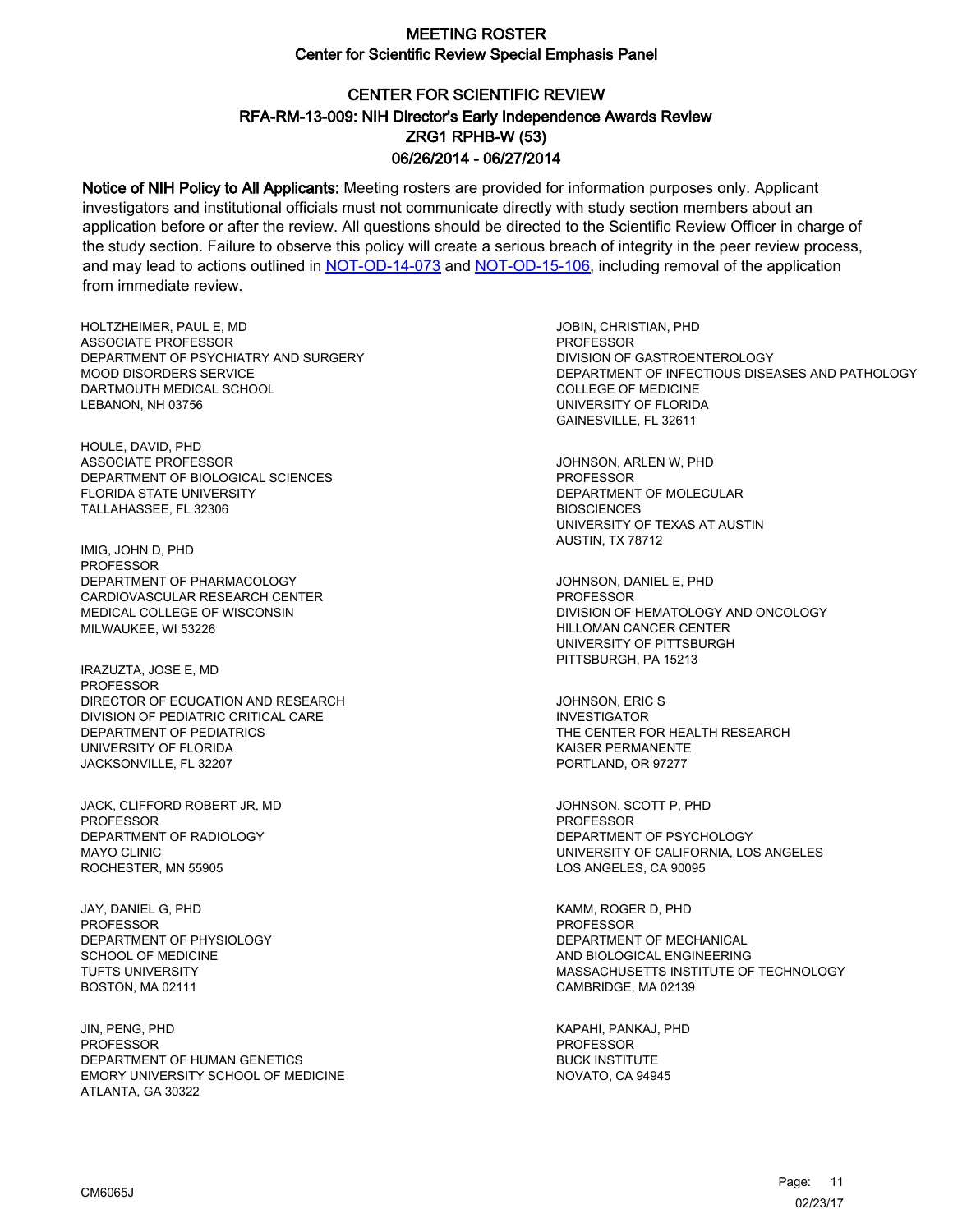# MEETING ROSTER

## Center for Scientific Review Special Emphasis Panel

## CENTER FOR SCIENTIFIC REVIEW
## RFA-RM-13-009: NIH Director's Early Independence Awards Review
## ZRG1 RPHB-W (53)
## 06/26/2014 - 06/27/2014

**Notice of NIH Policy to All Applicants:** Meeting rosters are provided for information purposes only. Applicant investigators and institutional officials must not communicate directly with study section members about an application before or after the review. All questions should be directed to the Scientific Review Officer in charge of the study section. Failure to observe this policy will create a serious breach of integrity in the peer review process, and may lead to actions outlined in NOT-OD-14-073 and NOT-OD-15-106, including removal of the application from immediate review.

HOLTZHEIMER, PAUL E, MD
ASSOCIATE PROFESSOR
DEPARTMENT OF PSYCHIATRY AND SURGERY
MOOD DISORDERS SERVICE
DARTMOUTH MEDICAL SCHOOL
LEBANON, NH 03756

HOULE, DAVID, PHD
ASSOCIATE PROFESSOR
DEPARTMENT OF BIOLOGICAL SCIENCES
FLORIDA STATE UNIVERSITY
TALLAHASSEE, FL 32306

IMIG, JOHN D, PHD
PROFESSOR
DEPARTMENT OF PHARMACOLOGY
CARDIOVASCULAR RESEARCH CENTER
MEDICAL COLLEGE OF WISCONSIN
MILWAUKEE, WI 53226

IRAZUZTA, JOSE E, MD
PROFESSOR
DIRECTOR OF ECUCATION AND RESEARCH
DIVISION OF PEDIATRIC CRITICAL CARE
DEPARTMENT OF PEDIATRICS
UNIVERSITY OF FLORIDA
JACKSONVILLE, FL 32207

JACK, CLIFFORD ROBERT JR, MD
PROFESSOR
DEPARTMENT OF RADIOLOGY
MAYO CLINIC
ROCHESTER, MN 55905

JAY, DANIEL G, PHD
PROFESSOR
DEPARTMENT OF PHYSIOLOGY
SCHOOL OF MEDICINE
TUFTS UNIVERSITY
BOSTON, MA 02111

JIN, PENG, PHD
PROFESSOR
DEPARTMENT OF HUMAN GENETICS
EMORY UNIVERSITY SCHOOL OF MEDICINE
ATLANTA, GA 30322

JOBIN, CHRISTIAN, PHD
PROFESSOR
DIVISION OF GASTROENTEROLOGY
DEPARTMENT OF INFECTIOUS DISEASES AND PATHOLOGY
COLLEGE OF MEDICINE
UNIVERSITY OF FLORIDA
GAINESVILLE, FL 32611

JOHNSON, ARLEN W, PHD
PROFESSOR
DEPARTMENT OF MOLECULAR
BIOSCIENCES
UNIVERSITY OF TEXAS AT AUSTIN
AUSTIN, TX 78712

JOHNSON, DANIEL E, PHD
PROFESSOR
DIVISION OF HEMATOLOGY AND ONCOLOGY
HILLOMAN CANCER CENTER
UNIVERSITY OF PITTSBURGH
PITTSBURGH, PA 15213

JOHNSON, ERIC S
INVESTIGATOR
THE CENTER FOR HEALTH RESEARCH
KAISER PERMANENTE
PORTLAND, OR 97277

JOHNSON, SCOTT P, PHD
PROFESSOR
DEPARTMENT OF PSYCHOLOGY
UNIVERSITY OF CALIFORNIA, LOS ANGELES
LOS ANGELES, CA 90095

KAMM, ROGER D, PHD
PROFESSOR
DEPARTMENT OF MECHANICAL
AND BIOLOGICAL ENGINEERING
MASSACHUSETTS INSTITUTE OF TECHNOLOGY
CAMBRIDGE, MA 02139

KAPAHI, PANKAJ, PHD
PROFESSOR
BUCK INSTITUTE
NOVATO, CA 94945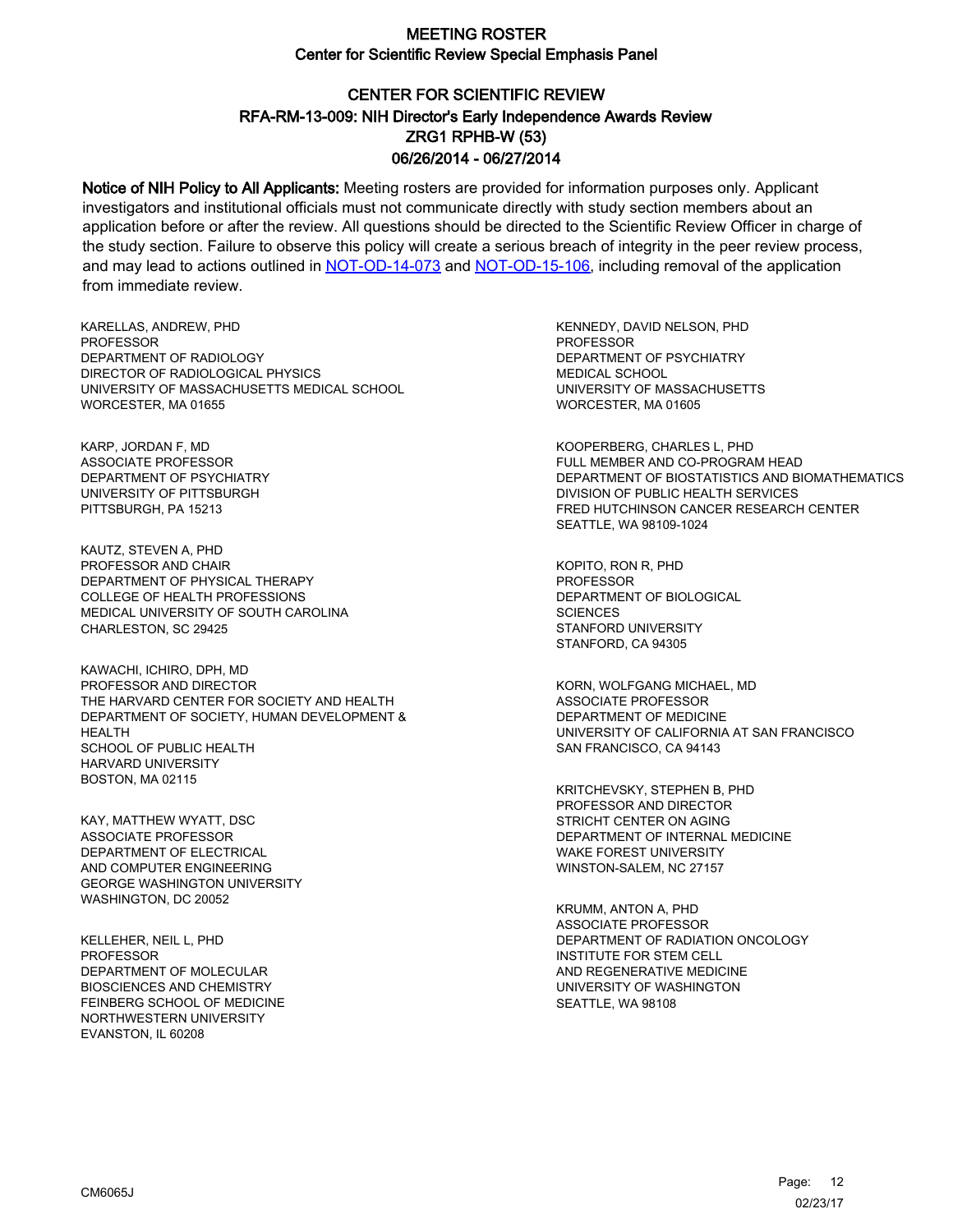# MEETING ROSTER

## Center for Scientific Review Special Emphasis Panel

## CENTER FOR SCIENTIFIC REVIEW
## RFA-RM-13-009: NIH Director's Early Independence Awards Review
## ZRG1 RPHB-W (53)
## 06/26/2014 - 06/27/2014

**Notice of NIH Policy to All Applicants:** Meeting rosters are provided for information purposes only. Applicant investigators and institutional officials must not communicate directly with study section members about an application before or after the review. All questions should be directed to the Scientific Review Officer in charge of the study section. Failure to observe this policy will create a serious breach of integrity in the peer review process, and may lead to actions outlined in NOT-OD-14-073 and NOT-OD-15-106, including removal of the application from immediate review.

KARELLAS, ANDREW, PHD
PROFESSOR
DEPARTMENT OF RADIOLOGY
DIRECTOR OF RADIOLOGICAL PHYSICS
UNIVERSITY OF MASSACHUSETTS MEDICAL SCHOOL
WORCESTER, MA 01655

KARP, JORDAN F, MD
ASSOCIATE PROFESSOR
DEPARTMENT OF PSYCHIATRY
UNIVERSITY OF PITTSBURGH
PITTSBURGH, PA 15213

KAUTZ, STEVEN A, PHD
PROFESSOR AND CHAIR
DEPARTMENT OF PHYSICAL THERAPY
COLLEGE OF HEALTH PROFESSIONS
MEDICAL UNIVERSITY OF SOUTH CAROLINA
CHARLESTON, SC 29425

KAWACHI, ICHIRO, DPH, MD
PROFESSOR AND DIRECTOR
THE HARVARD CENTER FOR SOCIETY AND HEALTH
DEPARTMENT OF SOCIETY, HUMAN DEVELOPMENT & HEALTH
SCHOOL OF PUBLIC HEALTH
HARVARD UNIVERSITY
BOSTON, MA 02115

KAY, MATTHEW WYATT, DSC
ASSOCIATE PROFESSOR
DEPARTMENT OF ELECTRICAL
AND COMPUTER ENGINEERING
GEORGE WASHINGTON UNIVERSITY
WASHINGTON, DC 20052

KELLEHER, NEIL L, PHD
PROFESSOR
DEPARTMENT OF MOLECULAR
BIOSCIENCES AND CHEMISTRY
FEINBERG SCHOOL OF MEDICINE
NORTHWESTERN UNIVERSITY
EVANSTON, IL 60208

KENNEDY, DAVID NELSON, PHD
PROFESSOR
DEPARTMENT OF PSYCHIATRY
MEDICAL SCHOOL
UNIVERSITY OF MASSACHUSETTS
WORCESTER, MA 01605

KOOPERBERG, CHARLES L, PHD
FULL MEMBER AND CO-PROGRAM HEAD
DEPARTMENT OF BIOSTATISTICS AND BIOMATHEMATICS
DIVISION OF PUBLIC HEALTH SERVICES
FRED HUTCHINSON CANCER RESEARCH CENTER
SEATTLE, WA 98109-1024

KOPITO, RON R, PHD
PROFESSOR
DEPARTMENT OF BIOLOGICAL
SCIENCES
STANFORD UNIVERSITY
STANFORD, CA 94305

KORN, WOLFGANG MICHAEL, MD
ASSOCIATE PROFESSOR
DEPARTMENT OF MEDICINE
UNIVERSITY OF CALIFORNIA AT SAN FRANCISCO
SAN FRANCISCO, CA 94143

KRITCHEVSKY, STEPHEN B, PHD
PROFESSOR AND DIRECTOR
STRICHT CENTER ON AGING
DEPARTMENT OF INTERNAL MEDICINE
WAKE FOREST UNIVERSITY
WINSTON-SALEM, NC 27157

KRUMM, ANTON A, PHD
ASSOCIATE PROFESSOR
DEPARTMENT OF RADIATION ONCOLOGY
INSTITUTE FOR STEM CELL
AND REGENERATIVE MEDICINE
UNIVERSITY OF WASHINGTON
SEATTLE, WA 98108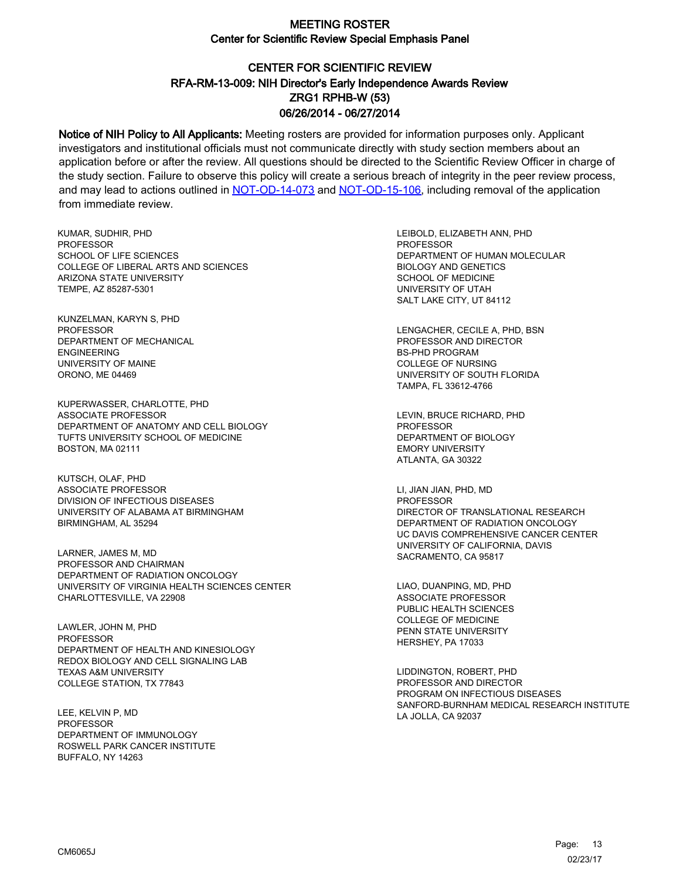# MEETING ROSTER

## Center for Scientific Review Special Emphasis Panel

## CENTER FOR SCIENTIFIC REVIEW
## RFA-RM-13-009: NIH Director's Early Independence Awards Review
## ZRG1 RPHB-W (53)
## 06/26/2014 - 06/27/2014

**Notice of NIH Policy to All Applicants:** Meeting rosters are provided for information purposes only. Applicant investigators and institutional officials must not communicate directly with study section members about an application before or after the review. All questions should be directed to the Scientific Review Officer in charge of the study section. Failure to observe this policy will create a serious breach of integrity in the peer review process, and may lead to actions outlined in NOT-OD-14-073 and NOT-OD-15-106, including removal of the application from immediate review.

KUMAR, SUDHIR, PHD
PROFESSOR
SCHOOL OF LIFE SCIENCES
COLLEGE OF LIBERAL ARTS AND SCIENCES
ARIZONA STATE UNIVERSITY
TEMPE, AZ 85287-5301

KUNZELMAN, KARYN S, PHD
PROFESSOR
DEPARTMENT OF MECHANICAL ENGINEERING
UNIVERSITY OF MAINE
ORONO, ME 04469

KUPERWASSER, CHARLOTTE, PHD
ASSOCIATE PROFESSOR
DEPARTMENT OF ANATOMY AND CELL BIOLOGY
TUFTS UNIVERSITY SCHOOL OF MEDICINE
BOSTON, MA 02111

KUTSCH, OLAF, PHD
ASSOCIATE PROFESSOR
DIVISION OF INFECTIOUS DISEASES
UNIVERSITY OF ALABAMA AT BIRMINGHAM
BIRMINGHAM, AL 35294

LARNER, JAMES M, MD
PROFESSOR AND CHAIRMAN
DEPARTMENT OF RADIATION ONCOLOGY
UNIVERSITY OF VIRGINIA HEALTH SCIENCES CENTER
CHARLOTTESVILLE, VA 22908

LAWLER, JOHN M, PHD
PROFESSOR
DEPARTMENT OF HEALTH AND KINESIOLOGY
REDOX BIOLOGY AND CELL SIGNALING LAB
TEXAS A&M UNIVERSITY
COLLEGE STATION, TX 77843

LEE, KELVIN P, MD
PROFESSOR
DEPARTMENT OF IMMUNOLOGY
ROSWELL PARK CANCER INSTITUTE
BUFFALO, NY 14263

LEIBOLD, ELIZABETH ANN, PHD
PROFESSOR
DEPARTMENT OF HUMAN MOLECULAR BIOLOGY AND GENETICS
SCHOOL OF MEDICINE
UNIVERSITY OF UTAH
SALT LAKE CITY, UT 84112

LENGACHER, CECILE A, PHD, BSN
PROFESSOR AND DIRECTOR
BS-PHD PROGRAM
COLLEGE OF NURSING
UNIVERSITY OF SOUTH FLORIDA
TAMPA, FL 33612-4766

LEVIN, BRUCE RICHARD, PHD
PROFESSOR
DEPARTMENT OF BIOLOGY
EMORY UNIVERSITY
ATLANTA, GA 30322

LI, JIAN JIAN, PHD, MD
PROFESSOR
DIRECTOR OF TRANSLATIONAL RESEARCH
DEPARTMENT OF RADIATION ONCOLOGY
UC DAVIS COMPREHENSIVE CANCER CENTER
UNIVERSITY OF CALIFORNIA, DAVIS
SACRAMENTO, CA 95817

LIAO, DUANPING, MD, PHD
ASSOCIATE PROFESSOR
PUBLIC HEALTH SCIENCES
COLLEGE OF MEDICINE
PENN STATE UNIVERSITY
HERSHEY, PA 17033

LIDDINGTON, ROBERT, PHD
PROFESSOR AND DIRECTOR
PROGRAM ON INFECTIOUS DISEASES
SANFORD-BURNHAM MEDICAL RESEARCH INSTITUTE
LA JOLLA, CA 92037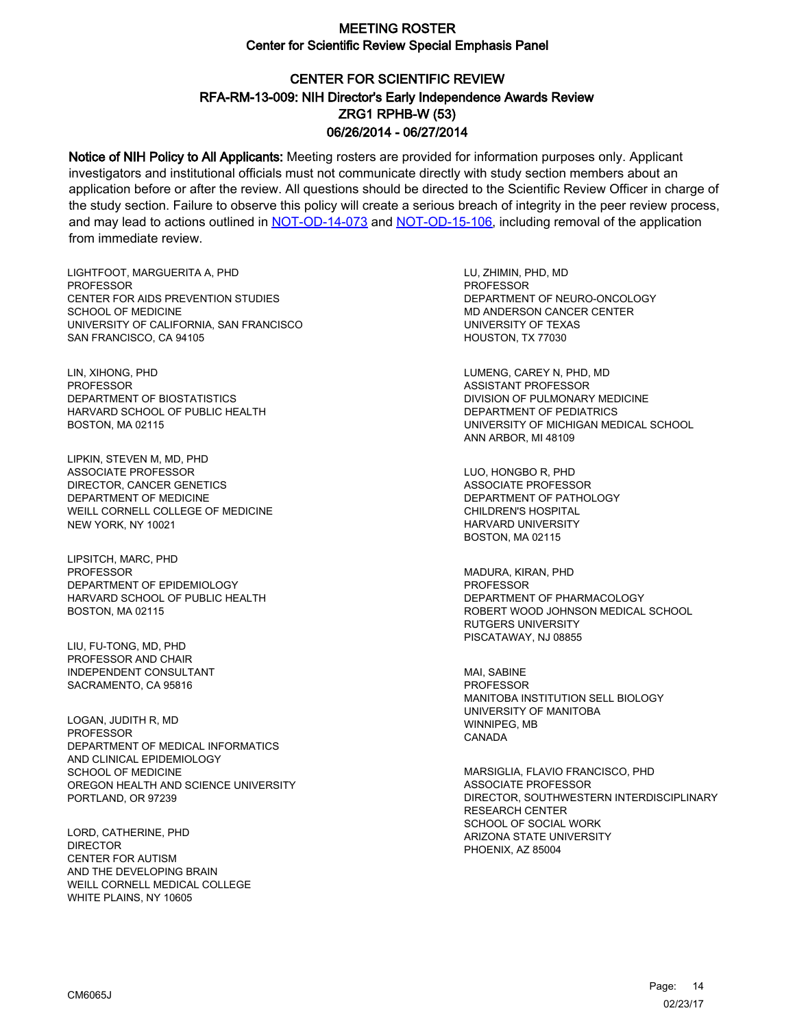# MEETING ROSTER

## Center for Scientific Review Special Emphasis Panel

## CENTER FOR SCIENTIFIC REVIEW
## RFA-RM-13-009: NIH Director's Early Independence Awards Review
## ZRG1 RPHB-W (53)
## 06/26/2014 - 06/27/2014

**Notice of NIH Policy to All Applicants:** Meeting rosters are provided for information purposes only. Applicant investigators and institutional officials must not communicate directly with study section members about an application before or after the review. All questions should be directed to the Scientific Review Officer in charge of the study section. Failure to observe this policy will create a serious breach of integrity in the peer review process, and may lead to actions outlined in NOT-OD-14-073 and NOT-OD-15-106, including removal of the application from immediate review.

LIGHTFOOT, MARGUERITA A, PHD
PROFESSOR
CENTER FOR AIDS PREVENTION STUDIES
SCHOOL OF MEDICINE
UNIVERSITY OF CALIFORNIA, SAN FRANCISCO
SAN FRANCISCO, CA 94105

LIN, XIHONG, PHD
PROFESSOR
DEPARTMENT OF BIOSTATISTICS
HARVARD SCHOOL OF PUBLIC HEALTH
BOSTON, MA 02115

LIPKIN, STEVEN M, MD, PHD
ASSOCIATE PROFESSOR
DIRECTOR, CANCER GENETICS
DEPARTMENT OF MEDICINE
WEILL CORNELL COLLEGE OF MEDICINE
NEW YORK, NY 10021

LIPSITCH, MARC, PHD
PROFESSOR
DEPARTMENT OF EPIDEMIOLOGY
HARVARD SCHOOL OF PUBLIC HEALTH
BOSTON, MA 02115

LIU, FU-TONG, MD, PHD
PROFESSOR AND CHAIR
INDEPENDENT CONSULTANT
SACRAMENTO, CA 95816

LOGAN, JUDITH R, MD
PROFESSOR
DEPARTMENT OF MEDICAL INFORMATICS
AND CLINICAL EPIDEMIOLOGY
SCHOOL OF MEDICINE
OREGON HEALTH AND SCIENCE UNIVERSITY
PORTLAND, OR 97239

LORD, CATHERINE, PHD
DIRECTOR
CENTER FOR AUTISM
AND THE DEVELOPING BRAIN
WEILL CORNELL MEDICAL COLLEGE
WHITE PLAINS, NY 10605

LU, ZHIMIN, PHD, MD
PROFESSOR
DEPARTMENT OF NEURO-ONCOLOGY
MD ANDERSON CANCER CENTER
UNIVERSITY OF TEXAS
HOUSTON, TX 77030

LUMENG, CAREY N, PHD, MD
ASSISTANT PROFESSOR
DIVISION OF PULMONARY MEDICINE
DEPARTMENT OF PEDIATRICS
UNIVERSITY OF MICHIGAN MEDICAL SCHOOL
ANN ARBOR, MI 48109

LUO, HONGBO R, PHD
ASSOCIATE PROFESSOR
DEPARTMENT OF PATHOLOGY
CHILDREN'S HOSPITAL
HARVARD UNIVERSITY
BOSTON, MA 02115

MADURA, KIRAN, PHD
PROFESSOR
DEPARTMENT OF PHARMACOLOGY
ROBERT WOOD JOHNSON MEDICAL SCHOOL
RUTGERS UNIVERSITY
PISCATAWAY, NJ 08855

MAI, SABINE
PROFESSOR
MANITOBA INSTITUTION SELL BIOLOGY
UNIVERSITY OF MANITOBA
WINNIPEG, MB
CANADA

MARSIGLIA, FLAVIO FRANCISCO, PHD
ASSOCIATE PROFESSOR
DIRECTOR, SOUTHWESTERN INTERDISCIPLINARY
RESEARCH CENTER
SCHOOL OF SOCIAL WORK
ARIZONA STATE UNIVERSITY
PHOENIX, AZ 85004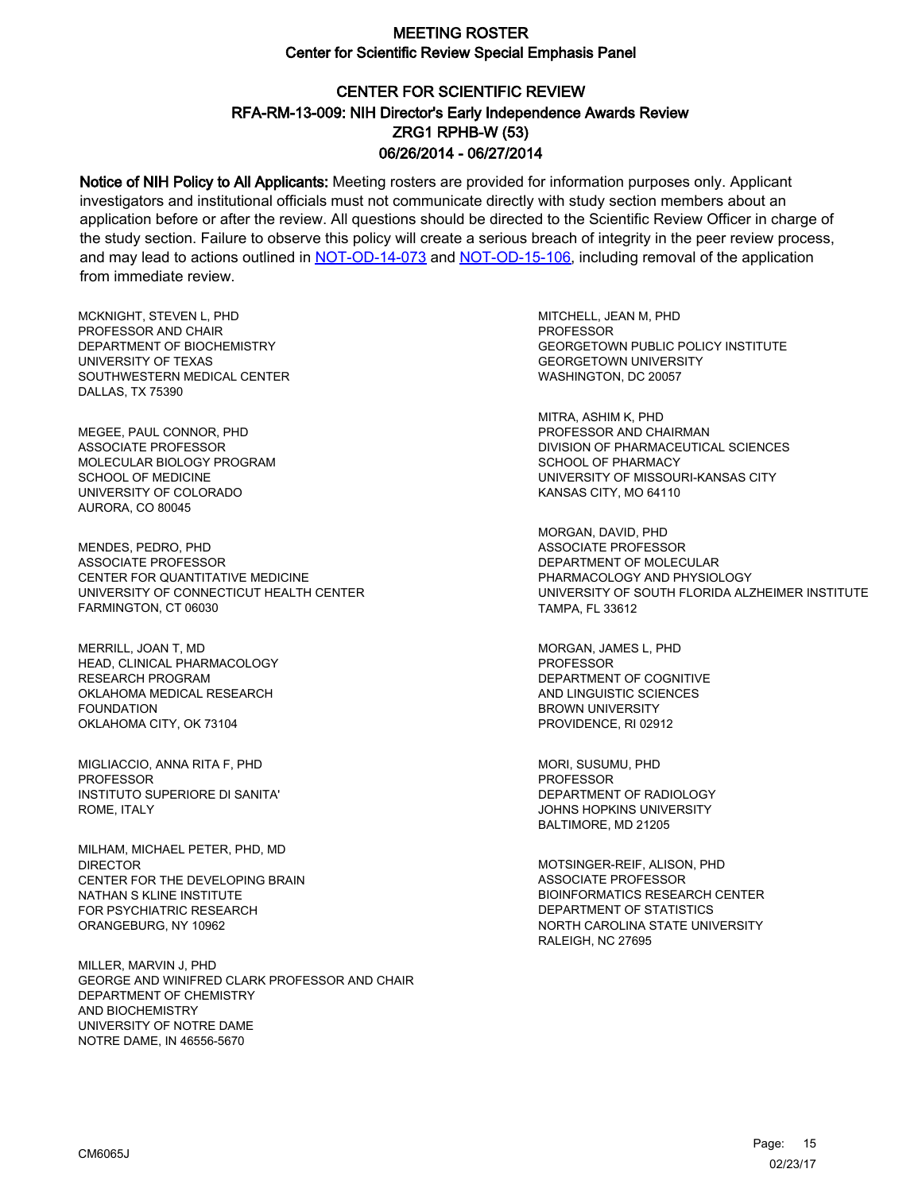# MEETING ROSTER
## Center for Scientific Review Special Emphasis Panel

## CENTER FOR SCIENTIFIC REVIEW
## RFA-RM-13-009: NIH Director's Early Independence Awards Review
## ZRG1 RPHB-W (53)
## 06/26/2014 - 06/27/2014

**Notice of NIH Policy to All Applicants:** Meeting rosters are provided for information purposes only. Applicant investigators and institutional officials must not communicate directly with study section members about an application before or after the review. All questions should be directed to the Scientific Review Officer in charge of the study section. Failure to observe this policy will create a serious breach of integrity in the peer review process, and may lead to actions outlined in [NOT-OD-14-073](NOT-OD-14-073) and [NOT-OD-15-106](NOT-OD-15-106), including removal of the application from immediate review.

MCKNIGHT, STEVEN L, PHD
PROFESSOR AND CHAIR
DEPARTMENT OF BIOCHEMISTRY
UNIVERSITY OF TEXAS
SOUTHWESTERN MEDICAL CENTER
DALLAS, TX 75390

MEGEE, PAUL CONNOR, PHD
ASSOCIATE PROFESSOR
MOLECULAR BIOLOGY PROGRAM
SCHOOL OF MEDICINE
UNIVERSITY OF COLORADO
AURORA, CO 80045

MENDES, PEDRO, PHD
ASSOCIATE PROFESSOR
CENTER FOR QUANTITATIVE MEDICINE
UNIVERSITY OF CONNECTICUT HEALTH CENTER
FARMINGTON, CT 06030

MERRILL, JOAN T, MD
HEAD, CLINICAL PHARMACOLOGY
RESEARCH PROGRAM
OKLAHOMA MEDICAL RESEARCH
FOUNDATION
OKLAHOMA CITY, OK 73104

MIGLIACCIO, ANNA RITA F, PHD
PROFESSOR
INSTITUTO SUPERIORE DI SANITA'
ROME, ITALY

MILHAM, MICHAEL PETER, PHD, MD
DIRECTOR
CENTER FOR THE DEVELOPING BRAIN
NATHAN S KLINE INSTITUTE
FOR PSYCHIATRIC RESEARCH
ORANGEBURG, NY 10962

MILLER, MARVIN J, PHD
GEORGE AND WINIFRED CLARK PROFESSOR AND CHAIR
DEPARTMENT OF CHEMISTRY
AND BIOCHEMISTRY
UNIVERSITY OF NOTRE DAME
NOTRE DAME, IN 46556-5670

MITCHELL, JEAN M, PHD
PROFESSOR
GEORGETOWN PUBLIC POLICY INSTITUTE
GEORGETOWN UNIVERSITY
WASHINGTON, DC 20057

MITRA, ASHIM K, PHD
PROFESSOR AND CHAIRMAN
DIVISION OF PHARMACEUTICAL SCIENCES
SCHOOL OF PHARMACY
UNIVERSITY OF MISSOURI-KANSAS CITY
KANSAS CITY, MO 64110

MORGAN, DAVID, PHD
ASSOCIATE PROFESSOR
DEPARTMENT OF MOLECULAR
PHARMACOLOGY AND PHYSIOLOGY
UNIVERSITY OF SOUTH FLORIDA ALZHEIMER INSTITUTE
TAMPA, FL 33612

MORGAN, JAMES L, PHD
PROFESSOR
DEPARTMENT OF COGNITIVE
AND LINGUISTIC SCIENCES
BROWN UNIVERSITY
PROVIDENCE, RI 02912

MORI, SUSUMU, PHD
PROFESSOR
DEPARTMENT OF RADIOLOGY
JOHNS HOPKINS UNIVERSITY
BALTIMORE, MD 21205

MOTSINGER-REIF, ALISON, PHD
ASSOCIATE PROFESSOR
BIOINFORMATICS RESEARCH CENTER
DEPARTMENT OF STATISTICS
NORTH CAROLINA STATE UNIVERSITY
RALEIGH, NC 27695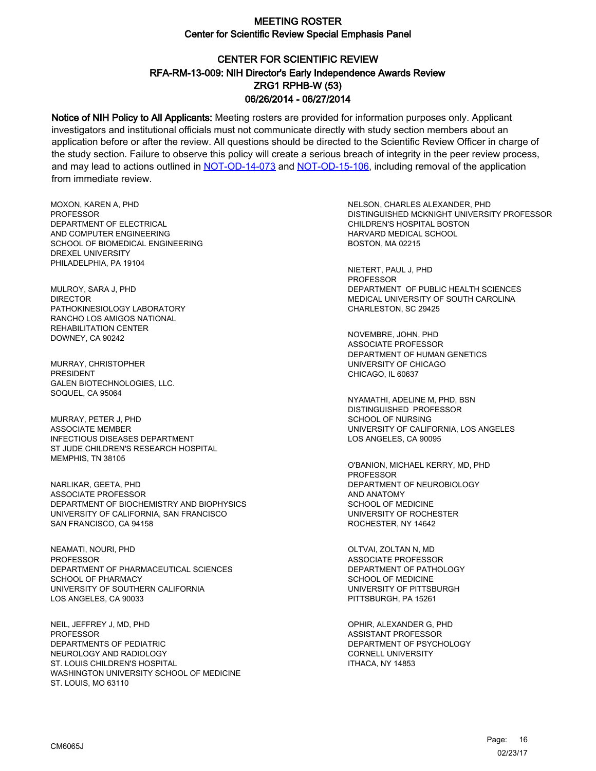# MEETING ROSTER

## Center for Scientific Review Special Emphasis Panel

### CENTER FOR SCIENTIFIC REVIEW
### RFA-RM-13-009: NIH Director's Early Independence Awards Review
### ZRG1 RPHB-W (53)
### 06/26/2014 - 06/27/2014

**Notice of NIH Policy to All Applicants:** Meeting rosters are provided for information purposes only. Applicant investigators and institutional officials must not communicate directly with study section members about an application before or after the review. All questions should be directed to the Scientific Review Officer in charge of the study section. Failure to observe this policy will create a serious breach of integrity in the peer review process, and may lead to actions outlined in NOT-OD-14-073 and NOT-OD-15-106, including removal of the application from immediate review.

MOXON, KAREN A, PHD
PROFESSOR
DEPARTMENT OF ELECTRICAL
AND COMPUTER ENGINEERING
SCHOOL OF BIOMEDICAL ENGINEERING
DREXEL UNIVERSITY
PHILADELPHIA, PA 19104

MULROY, SARA J, PHD
DIRECTOR
PATHOKINESIOLOGY LABORATORY
RANCHO LOS AMIGOS NATIONAL
REHABILITATION CENTER
DOWNEY, CA 90242

MURRAY, CHRISTOPHER
PRESIDENT
GALEN BIOTECHNOLOGIES, LLC.
SOQUEL, CA 95064

MURRAY, PETER J, PHD
ASSOCIATE MEMBER
INFECTIOUS DISEASES DEPARTMENT
ST JUDE CHILDREN'S RESEARCH HOSPITAL
MEMPHIS, TN 38105

NARLIKAR, GEETA, PHD
ASSOCIATE PROFESSOR
DEPARTMENT OF BIOCHEMISTRY AND BIOPHYSICS
UNIVERSITY OF CALIFORNIA, SAN FRANCISCO
SAN FRANCISCO, CA 94158

NEAMATI, NOURI, PHD
PROFESSOR
DEPARTMENT OF PHARMACEUTICAL SCIENCES
SCHOOL OF PHARMACY
UNIVERSITY OF SOUTHERN CALIFORNIA
LOS ANGELES, CA 90033

NEIL, JEFFREY J, MD, PHD
PROFESSOR
DEPARTMENTS OF PEDIATRIC
NEUROLOGY AND RADIOLOGY
ST. LOUIS CHILDREN'S HOSPITAL
WASHINGTON UNIVERSITY SCHOOL OF MEDICINE
ST. LOUIS, MO 63110

NELSON, CHARLES ALEXANDER, PHD
DISTINGUISHED MCKNIGHT UNIVERSITY PROFESSOR
CHILDREN'S HOSPITAL BOSTON
HARVARD MEDICAL SCHOOL
BOSTON, MA 02215

NIETERT, PAUL J, PHD
PROFESSOR
DEPARTMENT OF PUBLIC HEALTH SCIENCES
MEDICAL UNIVERSITY OF SOUTH CAROLINA
CHARLESTON, SC 29425

NOVEMBRE, JOHN, PHD
ASSOCIATE PROFESSOR
DEPARTMENT OF HUMAN GENETICS
UNIVERSITY OF CHICAGO
CHICAGO, IL 60637

NYAMATHI, ADELINE M, PHD, BSN
DISTINGUISHED PROFESSOR
SCHOOL OF NURSING
UNIVERSITY OF CALIFORNIA, LOS ANGELES
LOS ANGELES, CA 90095

O'BANION, MICHAEL KERRY, MD, PHD
PROFESSOR
DEPARTMENT OF NEUROBIOLOGY
AND ANATOMY
SCHOOL OF MEDICINE
UNIVERSITY OF ROCHESTER
ROCHESTER, NY 14642

OLTVAI, ZOLTAN N, MD
ASSOCIATE PROFESSOR
DEPARTMENT OF PATHOLOGY
SCHOOL OF MEDICINE
UNIVERSITY OF PITTSBURGH
PITTSBURGH, PA 15261

OPHIR, ALEXANDER G, PHD
ASSISTANT PROFESSOR
DEPARTMENT OF PSYCHOLOGY
CORNELL UNIVERSITY
ITHACA, NY 14853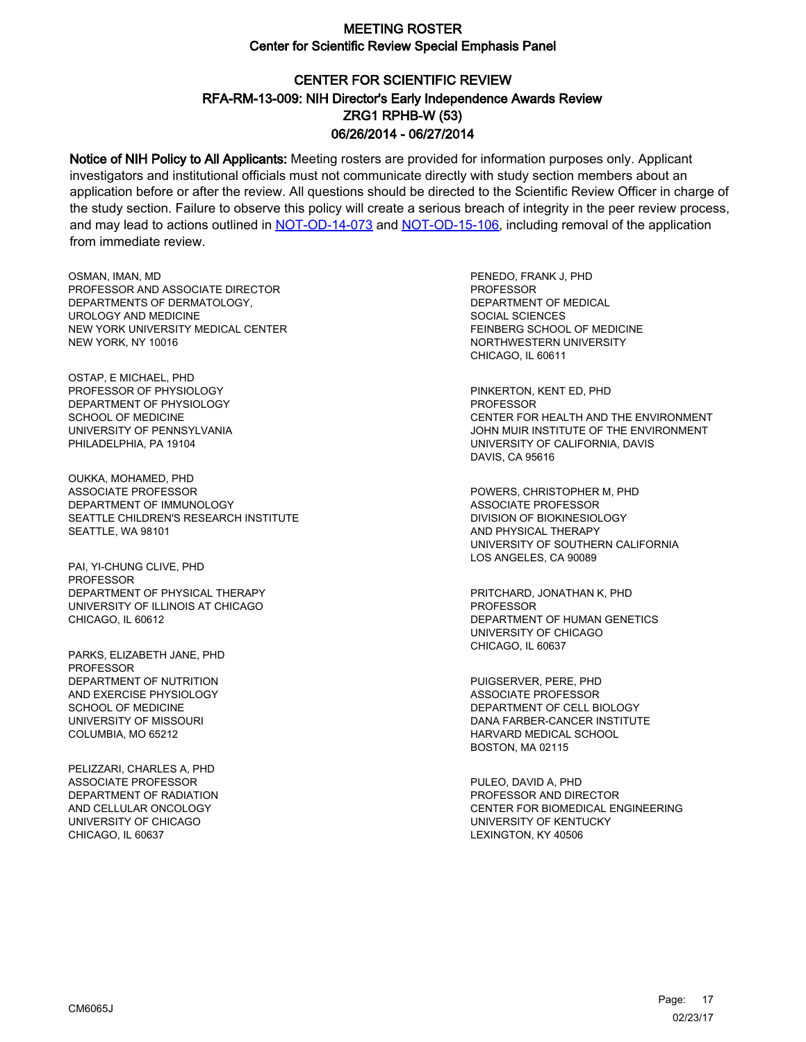# MEETING ROSTER

## Center for Scientific Review Special Emphasis Panel

### CENTER FOR SCIENTIFIC REVIEW
### RFA-RM-13-009: NIH Director's Early Independence Awards Review
### ZRG1 RPHB-W (53)
### 06/26/2014 - 06/27/2014

**Notice of NIH Policy to All Applicants:** Meeting rosters are provided for information purposes only. Applicant investigators and institutional officials must not communicate directly with study section members about an application before or after the review. All questions should be directed to the Scientific Review Officer in charge of the study section. Failure to observe this policy will create a serious breach of integrity in the peer review process, and may lead to actions outlined in NOT-OD-14-073 and NOT-OD-15-106, including removal of the application from immediate review.

OSMAN, IMAN, MD
PROFESSOR AND ASSOCIATE DIRECTOR
DEPARTMENTS OF DERMATOLOGY,
UROLOGY AND MEDICINE
NEW YORK UNIVERSITY MEDICAL CENTER
NEW YORK, NY 10016

OSTAP, E MICHAEL, PHD
PROFESSOR OF PHYSIOLOGY
DEPARTMENT OF PHYSIOLOGY
SCHOOL OF MEDICINE
UNIVERSITY OF PENNSYLVANIA
PHILADELPHIA, PA 19104

OUKKA, MOHAMED, PHD
ASSOCIATE PROFESSOR
DEPARTMENT OF IMMUNOLOGY
SEATTLE CHILDREN'S RESEARCH INSTITUTE
SEATTLE, WA 98101

PAI, YI-CHUNG CLIVE, PHD
PROFESSOR
DEPARTMENT OF PHYSICAL THERAPY
UNIVERSITY OF ILLINOIS AT CHICAGO
CHICAGO, IL 60612

PARKS, ELIZABETH JANE, PHD
PROFESSOR
DEPARTMENT OF NUTRITION
AND EXERCISE PHYSIOLOGY
SCHOOL OF MEDICINE
UNIVERSITY OF MISSOURI
COLUMBIA, MO 65212

PELIZZARI, CHARLES A, PHD
ASSOCIATE PROFESSOR
DEPARTMENT OF RADIATION
AND CELLULAR ONCOLOGY
UNIVERSITY OF CHICAGO
CHICAGO, IL 60637

PENEDO, FRANK J, PHD
PROFESSOR
DEPARTMENT OF MEDICAL
SOCIAL SCIENCES
FEINBERG SCHOOL OF MEDICINE
NORTHWESTERN UNIVERSITY
CHICAGO, IL 60611

PINKERTON, KENT ED, PHD
PROFESSOR
CENTER FOR HEALTH AND THE ENVIRONMENT
JOHN MUIR INSTITUTE OF THE ENVIRONMENT
UNIVERSITY OF CALIFORNIA, DAVIS
DAVIS, CA 95616

POWERS, CHRISTOPHER M, PHD
ASSOCIATE PROFESSOR
DIVISION OF BIOKINESIOLOGY
AND PHYSICAL THERAPY
UNIVERSITY OF SOUTHERN CALIFORNIA
LOS ANGELES, CA 90089

PRITCHARD, JONATHAN K, PHD
PROFESSOR
DEPARTMENT OF HUMAN GENETICS
UNIVERSITY OF CHICAGO
CHICAGO, IL 60637

PUIGSERVER, PERE, PHD
ASSOCIATE PROFESSOR
DEPARTMENT OF CELL BIOLOGY
DANA FARBER-CANCER INSTITUTE
HARVARD MEDICAL SCHOOL
BOSTON, MA 02115

PULEO, DAVID A, PHD
PROFESSOR AND DIRECTOR
CENTER FOR BIOMEDICAL ENGINEERING
UNIVERSITY OF KENTUCKY
LEXINGTON, KY 40506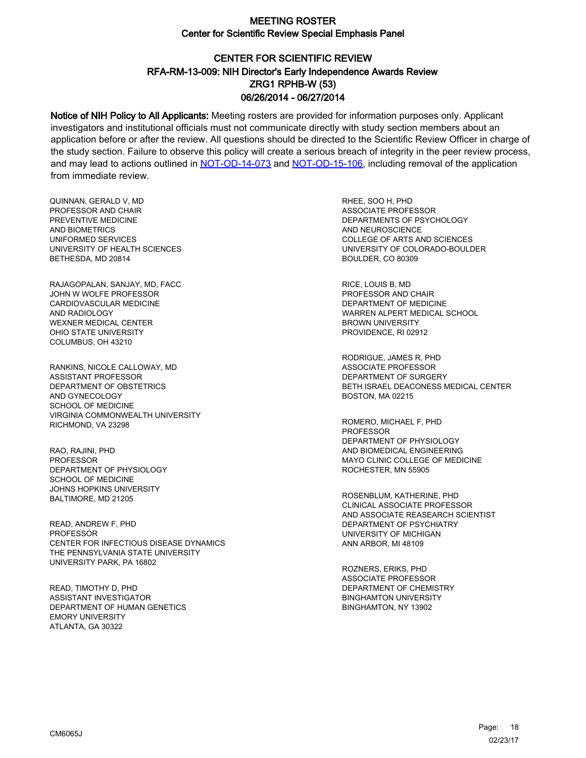# MEETING ROSTER
## Center for Scientific Review Special Emphasis Panel

## CENTER FOR SCIENTIFIC REVIEW
## RFA-RM-13-009: NIH Director's Early Independence Awards Review
## ZRG1 RPHB-W (53)
## 06/26/2014 - 06/27/2014

**Notice of NIH Policy to All Applicants:** Meeting rosters are provided for information purposes only. Applicant investigators and institutional officials must not communicate directly with study section members about an application before or after the review. All questions should be directed to the Scientific Review Officer in charge of the study section. Failure to observe this policy will create a serious breach of integrity in the peer review process, and may lead to actions outlined in NOT-OD-14-073 and NOT-OD-15-106, including removal of the application from immediate review.

QUINNAN, GERALD V, MD
PROFESSOR AND CHAIR
PREVENTIVE MEDICINE
AND BIOMETRICS
UNIFORMED SERVICES
UNIVERSITY OF HEALTH SCIENCES
BETHESDA, MD 20814

RAJAGOPALAN, SANJAY, MD, FACC
JOHN W WOLFE PROFESSOR
CARDIOVASCULAR MEDICINE
AND RADIOLOGY
WEXNER MEDICAL CENTER
OHIO STATE UNIVERSITY
COLUMBUS, OH 43210

RANKINS, NICOLE CALLOWAY, MD
ASSISTANT PROFESSOR
DEPARTMENT OF OBSTETRICS
AND GYNECOLOGY
SCHOOL OF MEDICINE
VIRGINIA COMMONWEALTH UNIVERSITY
RICHMOND, VA 23298

RAO, RAJINI, PHD
PROFESSOR
DEPARTMENT OF PHYSIOLOGY
SCHOOL OF MEDICINE
JOHNS HOPKINS UNIVERSITY
BALTIMORE, MD 21205

READ, ANDREW F, PHD
PROFESSOR
CENTER FOR INFECTIOUS DISEASE DYNAMICS
THE PENNSYLVANIA STATE UNIVERSITY
UNIVERSITY PARK, PA 16802

READ, TIMOTHY D, PHD
ASSISTANT INVESTIGATOR
DEPARTMENT OF HUMAN GENETICS
EMORY UNIVERSITY
ATLANTA, GA 30322

RHEE, SOO H, PHD
ASSOCIATE PROFESSOR
DEPARTMENTS OF PSYCHOLOGY
AND NEUROSCIENCE
COLLEGE OF ARTS AND SCIENCES
UNIVERSITY OF COLORADO-BOULDER
BOULDER, CO 80309

RICE, LOUIS B, MD
PROFESSOR AND CHAIR
DEPARTMENT OF MEDICINE
WARREN ALPERT MEDICAL SCHOOL
BROWN UNIVERSITY
PROVIDENCE, RI 02912

RODRIGUE, JAMES R, PHD
ASSOCIATE PROFESSOR
DEPARTMENT OF SURGERY
BETH ISRAEL DEACONESS MEDICAL CENTER
BOSTON, MA 02215

ROMERO, MICHAEL F, PHD
PROFESSOR
DEPARTMENT OF PHYSIOLOGY
AND BIOMEDICAL ENGINEERING
MAYO CLINIC COLLEGE OF MEDICINE
ROCHESTER, MN 55905

ROSENBLUM, KATHERINE, PHD
CLINICAL ASSOCIATE PROFESSOR
AND ASSOCIATE REASEARCH SCIENTIST
DEPARTMENT OF PSYCHIATRY
UNIVERSITY OF MICHIGAN
ANN ARBOR, MI 48109

ROZNERS, ERIKS, PHD
ASSOCIATE PROFESSOR
DEPARTMENT OF CHEMISTRY
BINGHAMTON UNIVERSITY
BINGHAMTON, NY 13902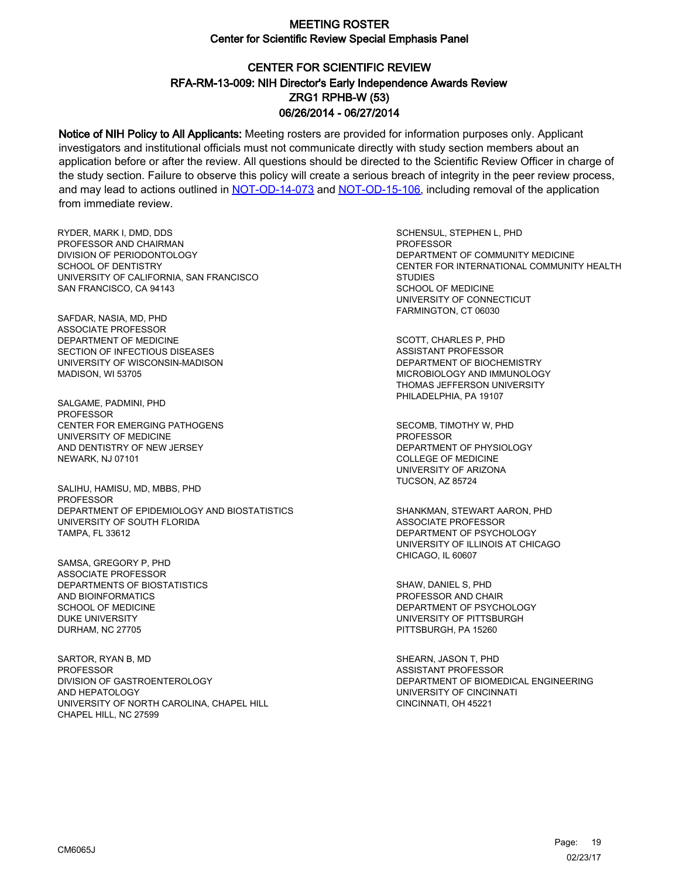# MEETING ROSTER

## Center for Scientific Review Special Emphasis Panel

### CENTER FOR SCIENTIFIC REVIEW
### RFA-RM-13-009: NIH Director's Early Independence Awards Review
### ZRG1 RPHB-W (53)
### 06/26/2014 - 06/27/2014

**Notice of NIH Policy to All Applicants:** Meeting rosters are provided for information purposes only. Applicant investigators and institutional officials must not communicate directly with study section members about an application before or after the review. All questions should be directed to the Scientific Review Officer in charge of the study section. Failure to observe this policy will create a serious breach of integrity in the peer review process, and may lead to actions outlined in NOT-OD-14-073 and NOT-OD-15-106, including removal of the application from immediate review.

RYDER, MARK I, DMD, DDS
PROFESSOR AND CHAIRMAN
DIVISION OF PERIODONTOLOGY
SCHOOL OF DENTISTRY
UNIVERSITY OF CALIFORNIA, SAN FRANCISCO
SAN FRANCISCO, CA 94143

SAFDAR, NASIA, MD, PHD
ASSOCIATE PROFESSOR
DEPARTMENT OF MEDICINE
SECTION OF INFECTIOUS DISEASES
UNIVERSITY OF WISCONSIN-MADISON
MADISON, WI 53705

SALGAME, PADMINI, PHD
PROFESSOR
CENTER FOR EMERGING PATHOGENS
UNIVERSITY OF MEDICINE
AND DENTISTRY OF NEW JERSEY
NEWARK, NJ 07101

SALIHU, HAMISU, MD, MBBS, PHD
PROFESSOR
DEPARTMENT OF EPIDEMIOLOGY AND BIOSTATISTICS
UNIVERSITY OF SOUTH FLORIDA
TAMPA, FL 33612

SAMSA, GREGORY P, PHD
ASSOCIATE PROFESSOR
DEPARTMENTS OF BIOSTATISTICS
AND BIOINFORMATICS
SCHOOL OF MEDICINE
DUKE UNIVERSITY
DURHAM, NC 27705

SARTOR, RYAN B, MD
PROFESSOR
DIVISION OF GASTROENTEROLOGY
AND HEPATOLOGY
UNIVERSITY OF NORTH CAROLINA, CHAPEL HILL
CHAPEL HILL, NC 27599

SCHENSUL, STEPHEN L, PHD
PROFESSOR
DEPARTMENT OF COMMUNITY MEDICINE
CENTER FOR INTERNATIONAL COMMUNITY HEALTH STUDIES
SCHOOL OF MEDICINE
UNIVERSITY OF CONNECTICUT
FARMINGTON, CT 06030

SCOTT, CHARLES P, PHD
ASSISTANT PROFESSOR
DEPARTMENT OF BIOCHEMISTRY
MICROBIOLOGY AND IMMUNOLOGY
THOMAS JEFFERSON UNIVERSITY
PHILADELPHIA, PA 19107

SECOMB, TIMOTHY W, PHD
PROFESSOR
DEPARTMENT OF PHYSIOLOGY
COLLEGE OF MEDICINE
UNIVERSITY OF ARIZONA
TUCSON, AZ 85724

SHANKMAN, STEWART AARON, PHD
ASSOCIATE PROFESSOR
DEPARTMENT OF PSYCHOLOGY
UNIVERSITY OF ILLINOIS AT CHICAGO
CHICAGO, IL 60607

SHAW, DANIEL S, PHD
PROFESSOR AND CHAIR
DEPARTMENT OF PSYCHOLOGY
UNIVERSITY OF PITTSBURGH
PITTSBURGH, PA 15260

SHEARN, JASON T, PHD
ASSISTANT PROFESSOR
DEPARTMENT OF BIOMEDICAL ENGINEERING
UNIVERSITY OF CINCINNATI
CINCINNATI, OH 45221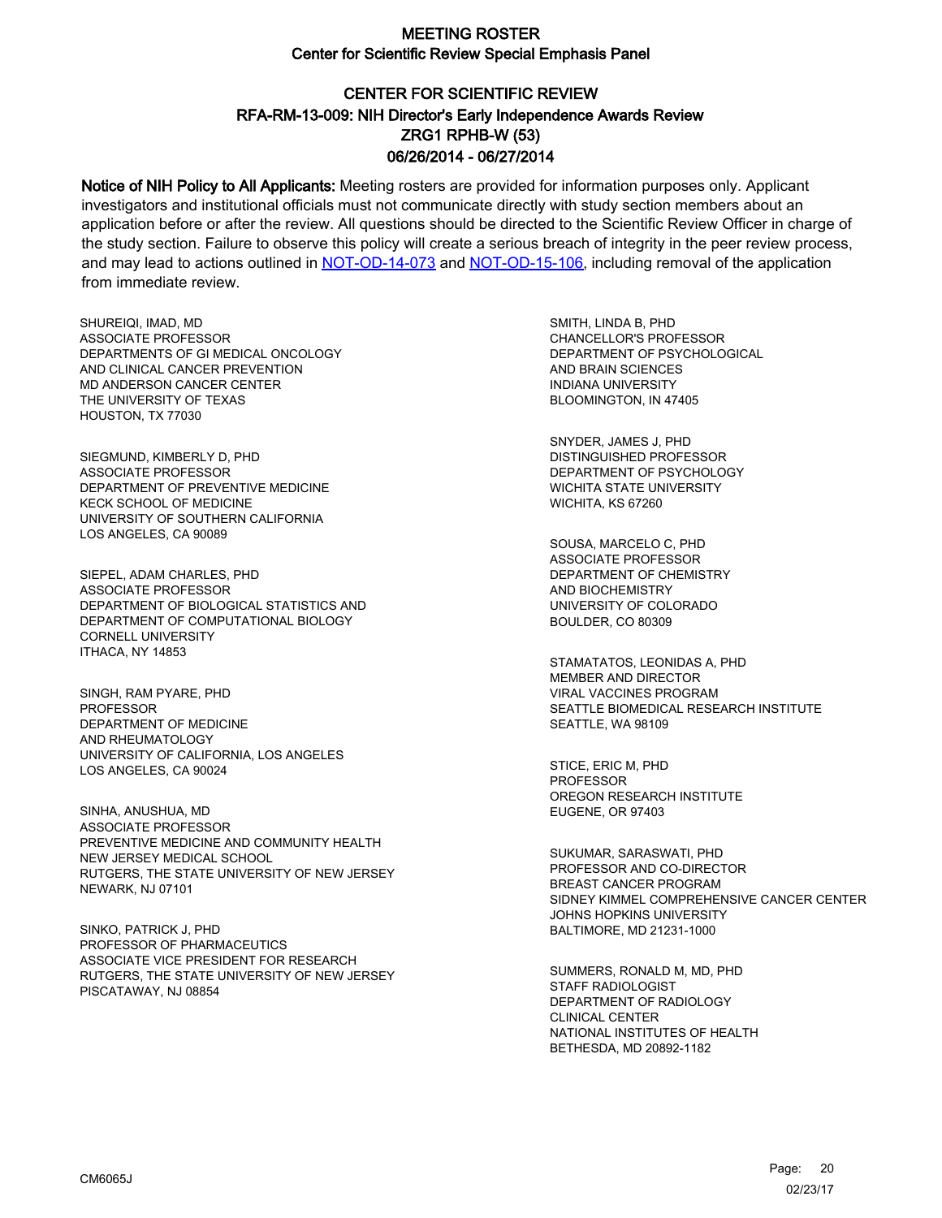# MEETING ROSTER
## Center for Scientific Review Special Emphasis Panel

## CENTER FOR SCIENTIFIC REVIEW
## RFA-RM-13-009: NIH Director's Early Independence Awards Review
## ZRG1 RPHB-W (53)
## 06/26/2014 - 06/27/2014

**Notice of NIH Policy to All Applicants:** Meeting rosters are provided for information purposes only. Applicant investigators and institutional officials must not communicate directly with study section members about an application before or after the review. All questions should be directed to the Scientific Review Officer in charge of the study section. Failure to observe this policy will create a serious breach of integrity in the peer review process, and may lead to actions outlined in NOT-OD-14-073 and NOT-OD-15-106, including removal of the application from immediate review.

SHUREIQI, IMAD, MD
ASSOCIATE PROFESSOR
DEPARTMENTS OF GI MEDICAL ONCOLOGY
AND CLINICAL CANCER PREVENTION
MD ANDERSON CANCER CENTER
THE UNIVERSITY OF TEXAS
HOUSTON, TX 77030

SIEGMUND, KIMBERLY D, PHD
ASSOCIATE PROFESSOR
DEPARTMENT OF PREVENTIVE MEDICINE
KECK SCHOOL OF MEDICINE
UNIVERSITY OF SOUTHERN CALIFORNIA
LOS ANGELES, CA 90089

SIEPEL, ADAM CHARLES, PHD
ASSOCIATE PROFESSOR
DEPARTMENT OF BIOLOGICAL STATISTICS AND
DEPARTMENT OF COMPUTATIONAL BIOLOGY
CORNELL UNIVERSITY
ITHACA, NY 14853

SINGH, RAM PYARE, PHD
PROFESSOR
DEPARTMENT OF MEDICINE
AND RHEUMATOLOGY
UNIVERSITY OF CALIFORNIA, LOS ANGELES
LOS ANGELES, CA 90024

SINHA, ANUSHUA, MD
ASSOCIATE PROFESSOR
PREVENTIVE MEDICINE AND COMMUNITY HEALTH
NEW JERSEY MEDICAL SCHOOL
RUTGERS, THE STATE UNIVERSITY OF NEW JERSEY
NEWARK, NJ 07101

SINKO, PATRICK J, PHD
PROFESSOR OF PHARMACEUTICS
ASSOCIATE VICE PRESIDENT FOR RESEARCH
RUTGERS, THE STATE UNIVERSITY OF NEW JERSEY
PISCATAWAY, NJ 08854

SMITH, LINDA B, PHD
CHANCELLOR'S PROFESSOR
DEPARTMENT OF PSYCHOLOGICAL
AND BRAIN SCIENCES
INDIANA UNIVERSITY
BLOOMINGTON, IN 47405

SNYDER, JAMES J, PHD
DISTINGUISHED PROFESSOR
DEPARTMENT OF PSYCHOLOGY
WICHITA STATE UNIVERSITY
WICHITA, KS 67260

SOUSA, MARCELO C, PHD
ASSOCIATE PROFESSOR
DEPARTMENT OF CHEMISTRY
AND BIOCHEMISTRY
UNIVERSITY OF COLORADO
BOULDER, CO 80309

STAMATATOS, LEONIDAS A, PHD
MEMBER AND DIRECTOR
VIRAL VACCINES PROGRAM
SEATTLE BIOMEDICAL RESEARCH INSTITUTE
SEATTLE, WA 98109

STICE, ERIC M, PHD
PROFESSOR
OREGON RESEARCH INSTITUTE
EUGENE, OR 97403

SUKUMAR, SARASWATI, PHD
PROFESSOR AND CO-DIRECTOR
BREAST CANCER PROGRAM
SIDNEY KIMMEL COMPREHENSIVE CANCER CENTER
JOHNS HOPKINS UNIVERSITY
BALTIMORE, MD 21231-1000

SUMMERS, RONALD M, MD, PHD
STAFF RADIOLOGIST
DEPARTMENT OF RADIOLOGY
CLINICAL CENTER
NATIONAL INSTITUTES OF HEALTH
BETHESDA, MD 20892-1182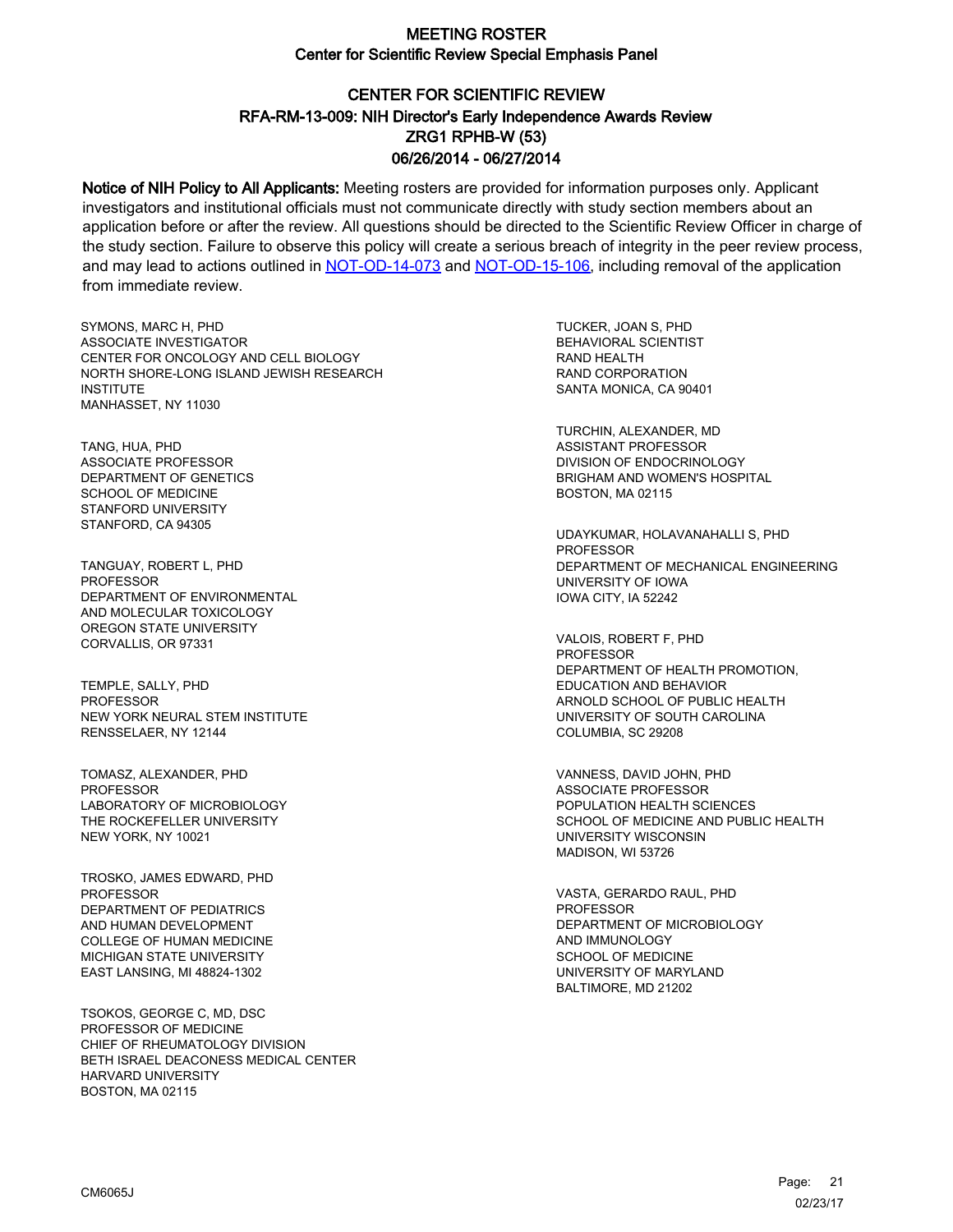# MEETING ROSTER
## Center for Scientific Review Special Emphasis Panel

### CENTER FOR SCIENTIFIC REVIEW
### RFA-RM-13-009: NIH Director's Early Independence Awards Review
### ZRG1 RPHB-W (53)
### 06/26/2014 - 06/27/2014

**Notice of NIH Policy to All Applicants:** Meeting rosters are provided for information purposes only. Applicant investigators and institutional officials must not communicate directly with study section members about an application before or after the review. All questions should be directed to the Scientific Review Officer in charge of the study section. Failure to observe this policy will create a serious breach of integrity in the peer review process, and may lead to actions outlined in NOT-OD-14-073 and NOT-OD-15-106, including removal of the application from immediate review.

SYMONS, MARC H, PHD
ASSOCIATE INVESTIGATOR
CENTER FOR ONCOLOGY AND CELL BIOLOGY
NORTH SHORE-LONG ISLAND JEWISH RESEARCH INSTITUTE
MANHASSET, NY 11030

TANG, HUA, PHD
ASSOCIATE PROFESSOR
DEPARTMENT OF GENETICS
SCHOOL OF MEDICINE
STANFORD UNIVERSITY
STANFORD, CA 94305

TANGUAY, ROBERT L, PHD
PROFESSOR
DEPARTMENT OF ENVIRONMENTAL AND MOLECULAR TOXICOLOGY
OREGON STATE UNIVERSITY
CORVALLIS, OR 97331

TEMPLE, SALLY, PHD
PROFESSOR
NEW YORK NEURAL STEM INSTITUTE
RENSSELAER, NY 12144

TOMASZ, ALEXANDER, PHD
PROFESSOR
LABORATORY OF MICROBIOLOGY
THE ROCKEFELLER UNIVERSITY
NEW YORK, NY 10021

TROSKO, JAMES EDWARD, PHD
PROFESSOR
DEPARTMENT OF PEDIATRICS AND HUMAN DEVELOPMENT
COLLEGE OF HUMAN MEDICINE
MICHIGAN STATE UNIVERSITY
EAST LANSING, MI 48824-1302

TSOKOS, GEORGE C, MD, DSC
PROFESSOR OF MEDICINE
CHIEF OF RHEUMATOLOGY DIVISION
BETH ISRAEL DEACONESS MEDICAL CENTER
HARVARD UNIVERSITY
BOSTON, MA 02115

TUCKER, JOAN S, PHD
BEHAVIORAL SCIENTIST
RAND HEALTH
RAND CORPORATION
SANTA MONICA, CA 90401

TURCHIN, ALEXANDER, MD
ASSISTANT PROFESSOR
DIVISION OF ENDOCRINOLOGY
BRIGHAM AND WOMEN'S HOSPITAL
BOSTON, MA 02115

UDAYKUMAR, HOLAVANAHALLI S, PHD
PROFESSOR
DEPARTMENT OF MECHANICAL ENGINEERING
UNIVERSITY OF IOWA
IOWA CITY, IA 52242

VALOIS, ROBERT F, PHD
PROFESSOR
DEPARTMENT OF HEALTH PROMOTION, EDUCATION AND BEHAVIOR
ARNOLD SCHOOL OF PUBLIC HEALTH
UNIVERSITY OF SOUTH CAROLINA
COLUMBIA, SC 29208

VANNESS, DAVID JOHN, PHD
ASSOCIATE PROFESSOR
POPULATION HEALTH SCIENCES
SCHOOL OF MEDICINE AND PUBLIC HEALTH
UNIVERSITY WISCONSIN
MADISON, WI 53726

VASTA, GERARDO RAUL, PHD
PROFESSOR
DEPARTMENT OF MICROBIOLOGY AND IMMUNOLOGY
SCHOOL OF MEDICINE
UNIVERSITY OF MARYLAND
BALTIMORE, MD 21202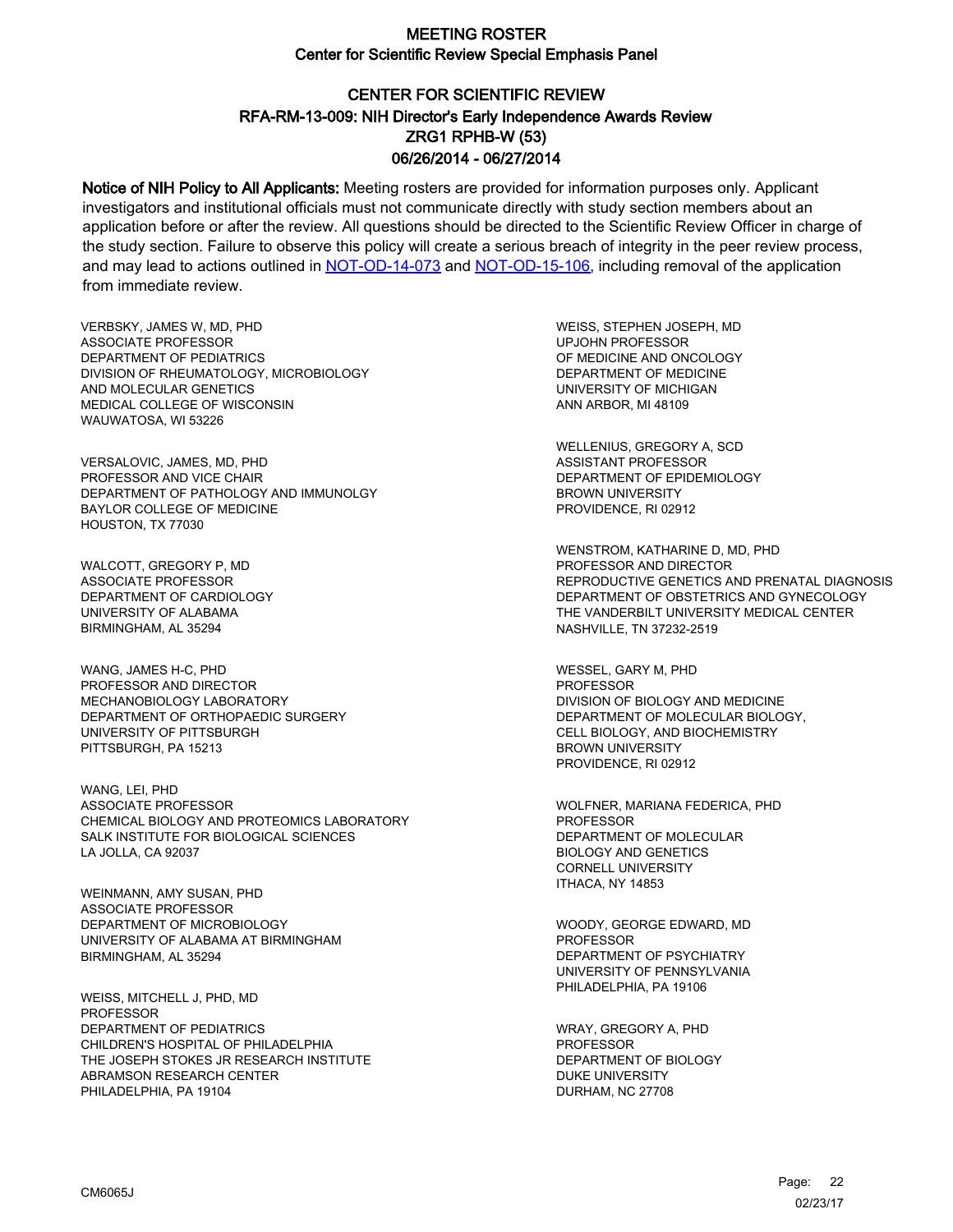# MEETING ROSTER
## Center for Scientific Review Special Emphasis Panel

### CENTER FOR SCIENTIFIC REVIEW
### RFA-RM-13-009: NIH Director's Early Independence Awards Review
### ZRG1 RPHB-W (53)
### 06/26/2014 - 06/27/2014

**Notice of NIH Policy to All Applicants:** Meeting rosters are provided for information purposes only. Applicant investigators and institutional officials must not communicate directly with study section members about an application before or after the review. All questions should be directed to the Scientific Review Officer in charge of the study section. Failure to observe this policy will create a serious breach of integrity in the peer review process, and may lead to actions outlined in NOT-OD-14-073 and NOT-OD-15-106, including removal of the application from immediate review.

VERBSKY, JAMES W, MD, PHD
ASSOCIATE PROFESSOR
DEPARTMENT OF PEDIATRICS
DIVISION OF RHEUMATOLOGY, MICROBIOLOGY
AND MOLECULAR GENETICS
MEDICAL COLLEGE OF WISCONSIN
WAUWATOSA, WI 53226

VERSALOVIC, JAMES, MD, PHD
PROFESSOR AND VICE CHAIR
DEPARTMENT OF PATHOLOGY AND IMMUNOLGY
BAYLOR COLLEGE OF MEDICINE
HOUSTON, TX 77030

WALCOTT, GREGORY P, MD
ASSOCIATE PROFESSOR
DEPARTMENT OF CARDIOLOGY
UNIVERSITY OF ALABAMA
BIRMINGHAM, AL 35294

WANG, JAMES H-C, PHD
PROFESSOR AND DIRECTOR
MECHANOBIOLOGY LABORATORY
DEPARTMENT OF ORTHOPAEDIC SURGERY
UNIVERSITY OF PITTSBURGH
PITTSBURGH, PA 15213

WANG, LEI, PHD
ASSOCIATE PROFESSOR
CHEMICAL BIOLOGY AND PROTEOMICS LABORATORY
SALK INSTITUTE FOR BIOLOGICAL SCIENCES
LA JOLLA, CA 92037

WEINMANN, AMY SUSAN, PHD
ASSOCIATE PROFESSOR
DEPARTMENT OF MICROBIOLOGY
UNIVERSITY OF ALABAMA AT BIRMINGHAM
BIRMINGHAM, AL 35294

WEISS, MITCHELL J, PHD, MD
PROFESSOR
DEPARTMENT OF PEDIATRICS
CHILDREN'S HOSPITAL OF PHILADELPHIA
THE JOSEPH STOKES JR RESEARCH INSTITUTE
ABRAMSON RESEARCH CENTER
PHILADELPHIA, PA 19104

WEISS, STEPHEN JOSEPH, MD
UPJOHN PROFESSOR
OF MEDICINE AND ONCOLOGY
DEPARTMENT OF MEDICINE
UNIVERSITY OF MICHIGAN
ANN ARBOR, MI 48109

WELLENIUS, GREGORY A, SCD
ASSISTANT PROFESSOR
DEPARTMENT OF EPIDEMIOLOGY
BROWN UNIVERSITY
PROVIDENCE, RI 02912

WENSTROM, KATHARINE D, MD, PHD
PROFESSOR AND DIRECTOR
REPRODUCTIVE GENETICS AND PRENATAL DIAGNOSIS
DEPARTMENT OF OBSTETRICS AND GYNECOLOGY
THE VANDERBILT UNIVERSITY MEDICAL CENTER
NASHVILLE, TN 37232-2519

WESSEL, GARY M, PHD
PROFESSOR
DIVISION OF BIOLOGY AND MEDICINE
DEPARTMENT OF MOLECULAR BIOLOGY,
CELL BIOLOGY, AND BIOCHEMISTRY
BROWN UNIVERSITY
PROVIDENCE, RI 02912

WOLFNER, MARIANA FEDERICA, PHD
PROFESSOR
DEPARTMENT OF MOLECULAR
BIOLOGY AND GENETICS
CORNELL UNIVERSITY
ITHACA, NY 14853

WOODY, GEORGE EDWARD, MD
PROFESSOR
DEPARTMENT OF PSYCHIATRY
UNIVERSITY OF PENNSYLVANIA
PHILADELPHIA, PA 19106

WRAY, GREGORY A, PHD
PROFESSOR
DEPARTMENT OF BIOLOGY
DUKE UNIVERSITY
DURHAM, NC 27708

CM6065J

02/23/17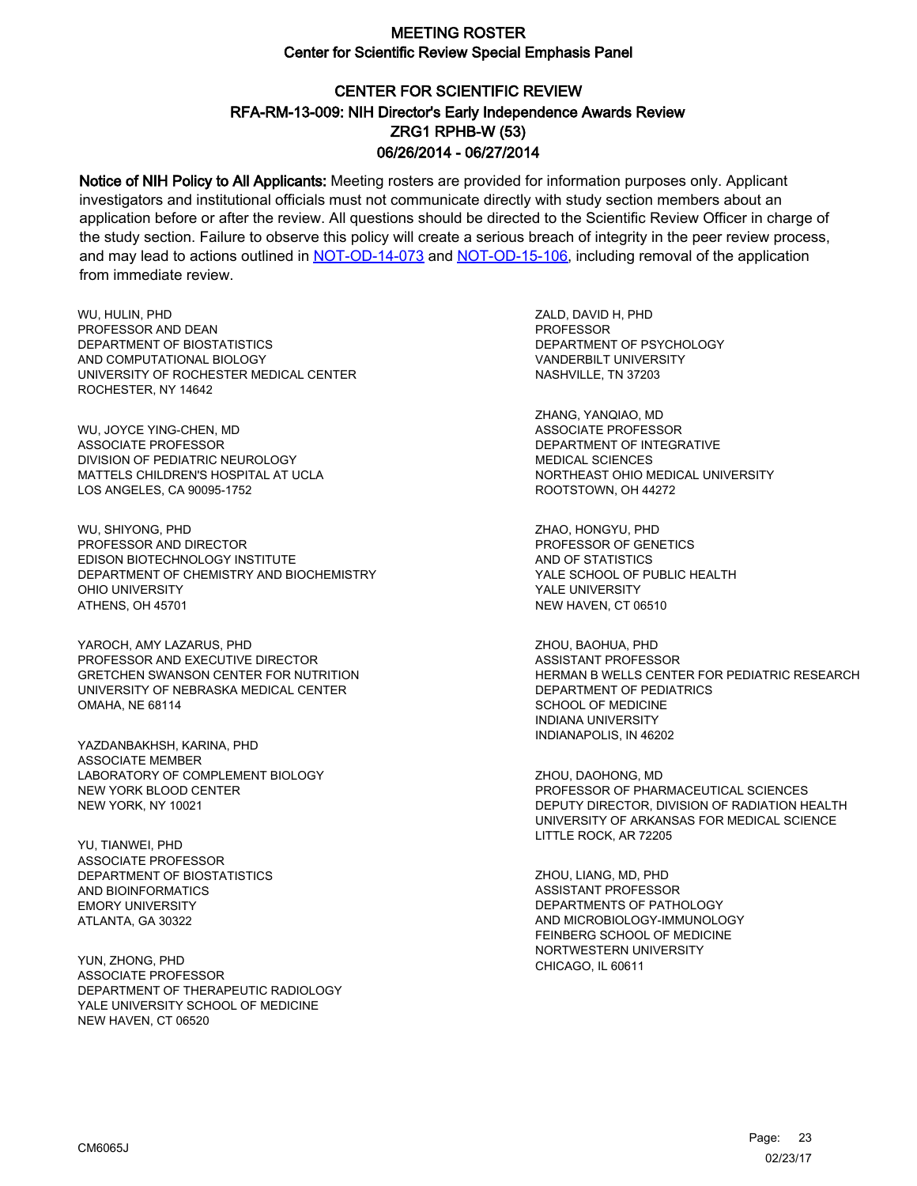# MEETING ROSTER
## Center for Scientific Review Special Emphasis Panel

### CENTER FOR SCIENTIFIC REVIEW
### RFA-RM-13-009: NIH Director's Early Independence Awards Review
### ZRG1 RPHB-W (53)
### 06/26/2014 - 06/27/2014

**Notice of NIH Policy to All Applicants:** Meeting rosters are provided for information purposes only. Applicant investigators and institutional officials must not communicate directly with study section members about an application before or after the review. All questions should be directed to the Scientific Review Officer in charge of the study section. Failure to observe this policy will create a serious breach of integrity in the peer review process, and may lead to actions outlined in NOT-OD-14-073 and NOT-OD-15-106, including removal of the application from immediate review.

WU, HULIN, PHD
PROFESSOR AND DEAN
DEPARTMENT OF BIOSTATISTICS
AND COMPUTATIONAL BIOLOGY
UNIVERSITY OF ROCHESTER MEDICAL CENTER
ROCHESTER, NY 14642

WU, JOYCE YING-CHEN, MD
ASSOCIATE PROFESSOR
DIVISION OF PEDIATRIC NEUROLOGY
MATTELS CHILDREN'S HOSPITAL AT UCLA
LOS ANGELES, CA 90095-1752

WU, SHIYONG, PHD
PROFESSOR AND DIRECTOR
EDISON BIOTECHNOLOGY INSTITUTE
DEPARTMENT OF CHEMISTRY AND BIOCHEMISTRY
OHIO UNIVERSITY
ATHENS, OH 45701

YAROCH, AMY LAZARUS, PHD
PROFESSOR AND EXECUTIVE DIRECTOR
GRETCHEN SWANSON CENTER FOR NUTRITION
UNIVERSITY OF NEBRASKA MEDICAL CENTER
OMAHA, NE 68114

YAZDANBAKHSH, KARINA, PHD
ASSOCIATE MEMBER
LABORATORY OF COMPLEMENT BIOLOGY
NEW YORK BLOOD CENTER
NEW YORK, NY 10021

YU, TIANWEI, PHD
ASSOCIATE PROFESSOR
DEPARTMENT OF BIOSTATISTICS
AND BIOINFORMATICS
EMORY UNIVERSITY
ATLANTA, GA 30322

YUN, ZHONG, PHD
ASSOCIATE PROFESSOR
DEPARTMENT OF THERAPEUTIC RADIOLOGY
YALE UNIVERSITY SCHOOL OF MEDICINE
NEW HAVEN, CT 06520

ZALD, DAVID H, PHD
PROFESSOR
DEPARTMENT OF PSYCHOLOGY
VANDERBILT UNIVERSITY
NASHVILLE, TN 37203

ZHANG, YANQIAO, MD
ASSOCIATE PROFESSOR
DEPARTMENT OF INTEGRATIVE
MEDICAL SCIENCES
NORTHEAST OHIO MEDICAL UNIVERSITY
ROOTSTOWN, OH 44272

ZHAO, HONGYU, PHD
PROFESSOR OF GENETICS
AND OF STATISTICS
YALE SCHOOL OF PUBLIC HEALTH
YALE UNIVERSITY
NEW HAVEN, CT 06510

ZHOU, BAOHUA, PHD
ASSISTANT PROFESSOR
HERMAN B WELLS CENTER FOR PEDIATRIC RESEARCH
DEPARTMENT OF PEDIATRICS
SCHOOL OF MEDICINE
INDIANA UNIVERSITY
INDIANAPOLIS, IN 46202

ZHOU, DAOHONG, MD
PROFESSOR OF PHARMACEUTICAL SCIENCES
DEPUTY DIRECTOR, DIVISION OF RADIATION HEALTH
UNIVERSITY OF ARKANSAS FOR MEDICAL SCIENCE
LITTLE ROCK, AR 72205

ZHOU, LIANG, MD, PHD
ASSISTANT PROFESSOR
DEPARTMENTS OF PATHOLOGY
AND MICROBIOLOGY-IMMUNOLOGY
FEINBERG SCHOOL OF MEDICINE
NORTWESTERN UNIVERSITY
CHICAGO, IL 60611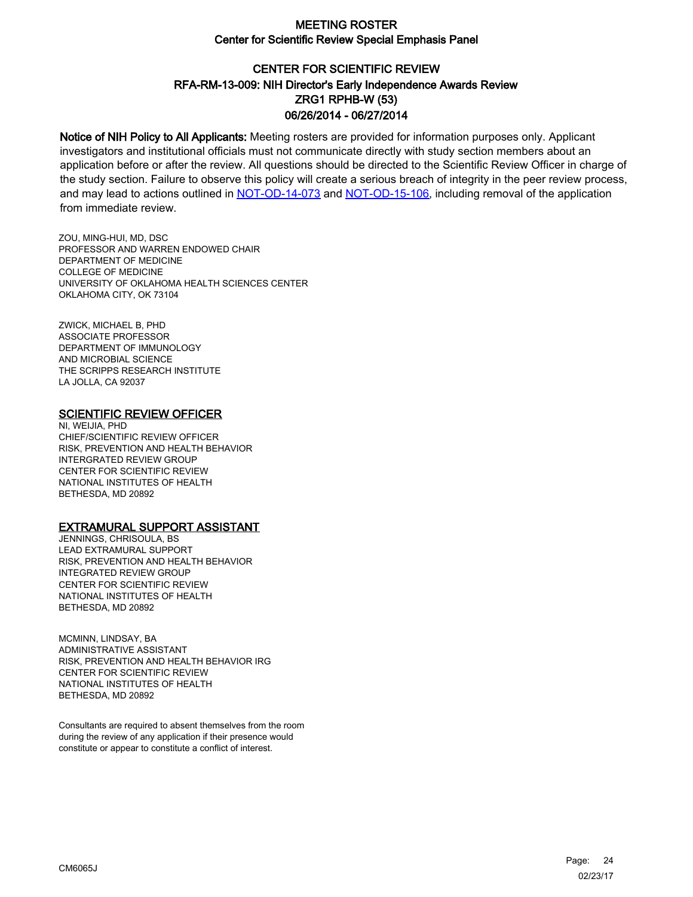# MEETING ROSTER
## Center for Scientific Review Special Emphasis Panel

### CENTER FOR SCIENTIFIC REVIEW
### RFA-RM-13-009: NIH Director's Early Independence Awards Review
### ZRG1 RPHB-W (53)
### 06/26/2014 - 06/27/2014

**Notice of NIH Policy to All Applicants:** Meeting rosters are provided for information purposes only. Applicant investigators and institutional officials must not communicate directly with study section members about an application before or after the review. All questions should be directed to the Scientific Review Officer in charge of the study section. Failure to observe this policy will create a serious breach of integrity in the peer review process, and may lead to actions outlined in NOT-OD-14-073 and NOT-OD-15-106, including removal of the application from immediate review.

ZOU, MING-HUI, MD, DSC
PROFESSOR AND WARREN ENDOWED CHAIR
DEPARTMENT OF MEDICINE
COLLEGE OF MEDICINE
UNIVERSITY OF OKLAHOMA HEALTH SCIENCES CENTER
OKLAHOMA CITY, OK 73104

ZWICK, MICHAEL B, PHD
ASSOCIATE PROFESSOR
DEPARTMENT OF IMMUNOLOGY
AND MICROBIAL SCIENCE
THE SCRIPPS RESEARCH INSTITUTE
LA JOLLA, CA 92037

#### SCIENTIFIC REVIEW OFFICER

NI, WEIJIA, PHD
CHIEF/SCIENTIFIC REVIEW OFFICER
RISK, PREVENTION AND HEALTH BEHAVIOR
INTERGRATED REVIEW GROUP
CENTER FOR SCIENTIFIC REVIEW
NATIONAL INSTITUTES OF HEALTH
BETHESDA, MD 20892

#### EXTRAMURAL SUPPORT ASSISTANT

JENNINGS, CHRISOULA, BS
LEAD EXTRAMURAL SUPPORT
RISK, PREVENTION AND HEALTH BEHAVIOR
INTEGRATED REVIEW GROUP
CENTER FOR SCIENTIFIC REVIEW
NATIONAL INSTITUTES OF HEALTH
BETHESDA, MD 20892

MCMINN, LINDSAY, BA
ADMINISTRATIVE ASSISTANT
RISK, PREVENTION AND HEALTH BEHAVIOR IRG
CENTER FOR SCIENTIFIC REVIEW
NATIONAL INSTITUTES OF HEALTH
BETHESDA, MD 20892

Consultants are required to absent themselves from the room during the review of any application if their presence would constitute or appear to constitute a conflict of interest.